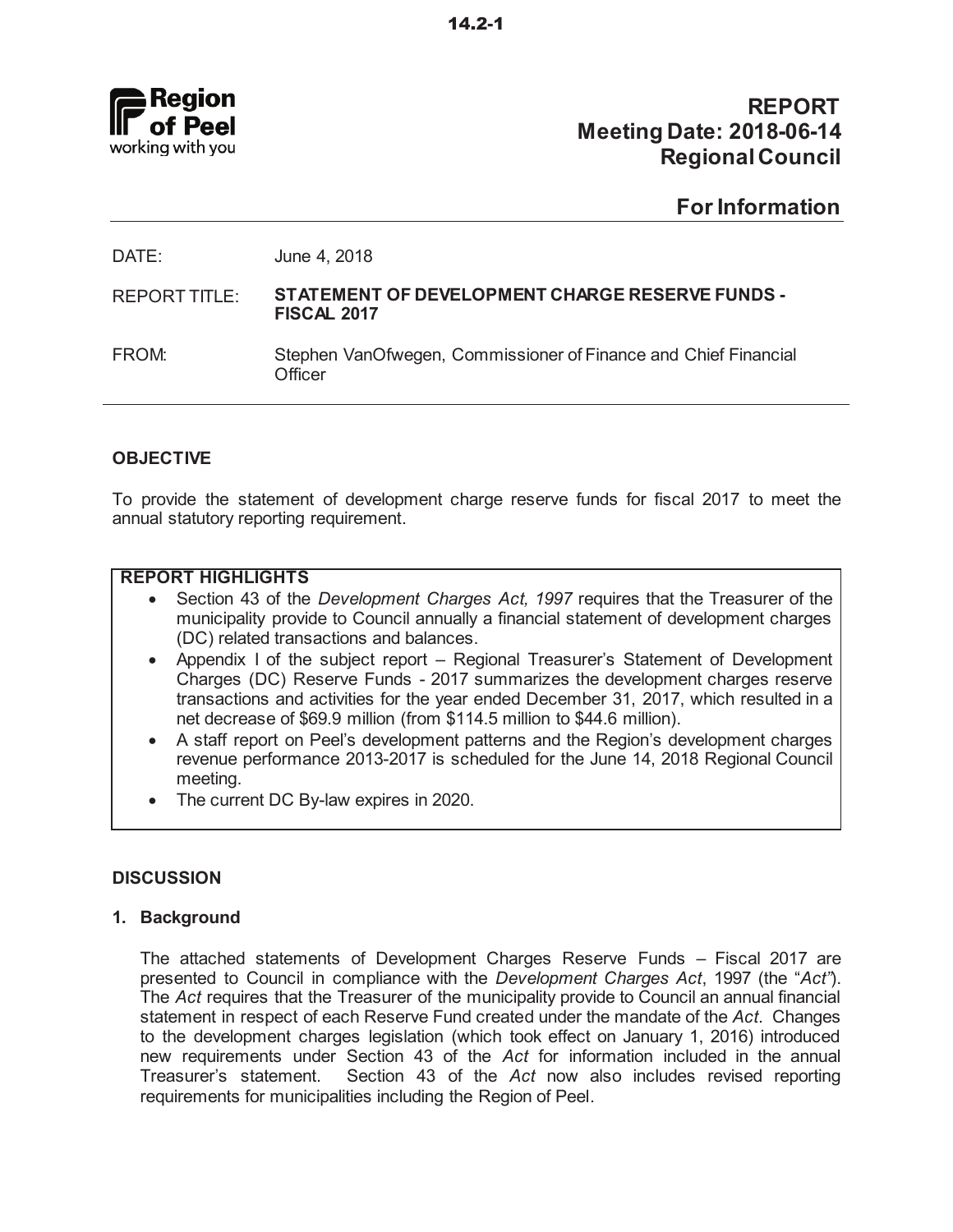Region of Peel
working with you

# REPORT
## Meeting Date: 2018-06-14
## Regional Council

## For Information

DATE: June 4, 2018

REPORT TITLE: **STATEMENT OF DEVELOPMENT CHARGE RESERVE FUNDS - FISCAL 2017**

FROM: Stephen VanOfwegen, Commissioner of Finance and Chief Financial Officer

### OBJECTIVE

To provide the statement of development charge reserve funds for fiscal 2017 to meet the annual statutory reporting requirement.

### REPORT HIGHLIGHTS

- Section 43 of the *Development Charges Act, 1997* requires that the Treasurer of the municipality provide to Council annually a financial statement of development charges (DC) related transactions and balances.
- Appendix I of the subject report – Regional Treasurer's Statement of Development Charges (DC) Reserve Funds - 2017 summarizes the development charges reserve transactions and activities for the year ended December 31, 2017, which resulted in a net decrease of $69.9 million (from $114.5 million to $44.6 million).
- A staff report on Peel's development patterns and the Region's development charges revenue performance 2013-2017 is scheduled for the June 14, 2018 Regional Council meeting.
- The current DC By-law expires in 2020.

### DISCUSSION

#### 1. Background

The attached statements of Development Charges Reserve Funds – Fiscal 2017 are presented to Council in compliance with the *Development Charges Act*, 1997 (the "*Act*"). The *Act* requires that the Treasurer of the municipality provide to Council an annual financial statement in respect of each Reserve Fund created under the mandate of the *Act*. Changes to the development charges legislation (which took effect on January 1, 2016) introduced new requirements under Section 43 of the *Act* for information included in the annual Treasurer's statement. Section 43 of the *Act* now also includes revised reporting requirements for municipalities including the Region of Peel.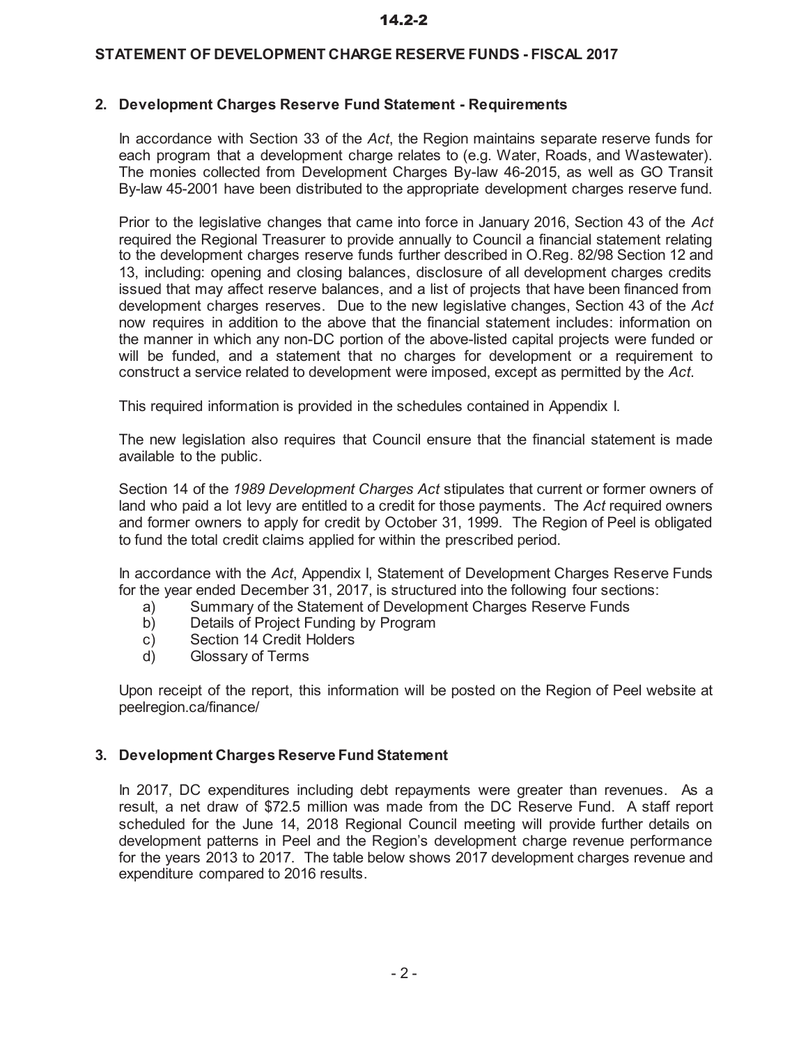**STATEMENT OF DEVELOPMENT CHARGE RESERVE FUNDS - FISCAL 2017**

## 2. Development Charges Reserve Fund Statement - Requirements

In accordance with Section 33 of the *Act*, the Region maintains separate reserve funds for each program that a development charge relates to (e.g. Water, Roads, and Wastewater). The monies collected from Development Charges By-law 46-2015, as well as GO Transit By-law 45-2001 have been distributed to the appropriate development charges reserve fund.

Prior to the legislative changes that came into force in January 2016, Section 43 of the *Act* required the Regional Treasurer to provide annually to Council a financial statement relating to the development charges reserve funds further described in O.Reg. 82/98 Section 12 and 13, including: opening and closing balances, disclosure of all development charges credits issued that may affect reserve balances, and a list of projects that have been financed from development charges reserves. Due to the new legislative changes, Section 43 of the *Act* now requires in addition to the above that the financial statement includes: information on the manner in which any non-DC portion of the above-listed capital projects were funded or will be funded, and a statement that no charges for development or a requirement to construct a service related to development were imposed, except as permitted by the *Act*.

This required information is provided in the schedules contained in Appendix I.

The new legislation also requires that Council ensure that the financial statement is made available to the public.

Section 14 of the *1989 Development Charges Act* stipulates that current or former owners of land who paid a lot levy are entitled to a credit for those payments. The *Act* required owners and former owners to apply for credit by October 31, 1999. The Region of Peel is obligated to fund the total credit claims applied for within the prescribed period.

In accordance with the *Act*, Appendix I, Statement of Development Charges Reserve Funds for the year ended December 31, 2017, is structured into the following four sections:

a) Summary of the Statement of Development Charges Reserve Funds
b) Details of Project Funding by Program
c) Section 14 Credit Holders
d) Glossary of Terms

Upon receipt of the report, this information will be posted on the Region of Peel website at peelregion.ca/finance/

## 3. Development Charges Reserve Fund Statement

In 2017, DC expenditures including debt repayments were greater than revenues. As a result, a net draw of $72.5 million was made from the DC Reserve Fund. A staff report scheduled for the June 14, 2018 Regional Council meeting will provide further details on development patterns in Peel and the Region's development charge revenue performance for the years 2013 to 2017. The table below shows 2017 development charges revenue and expenditure compared to 2016 results.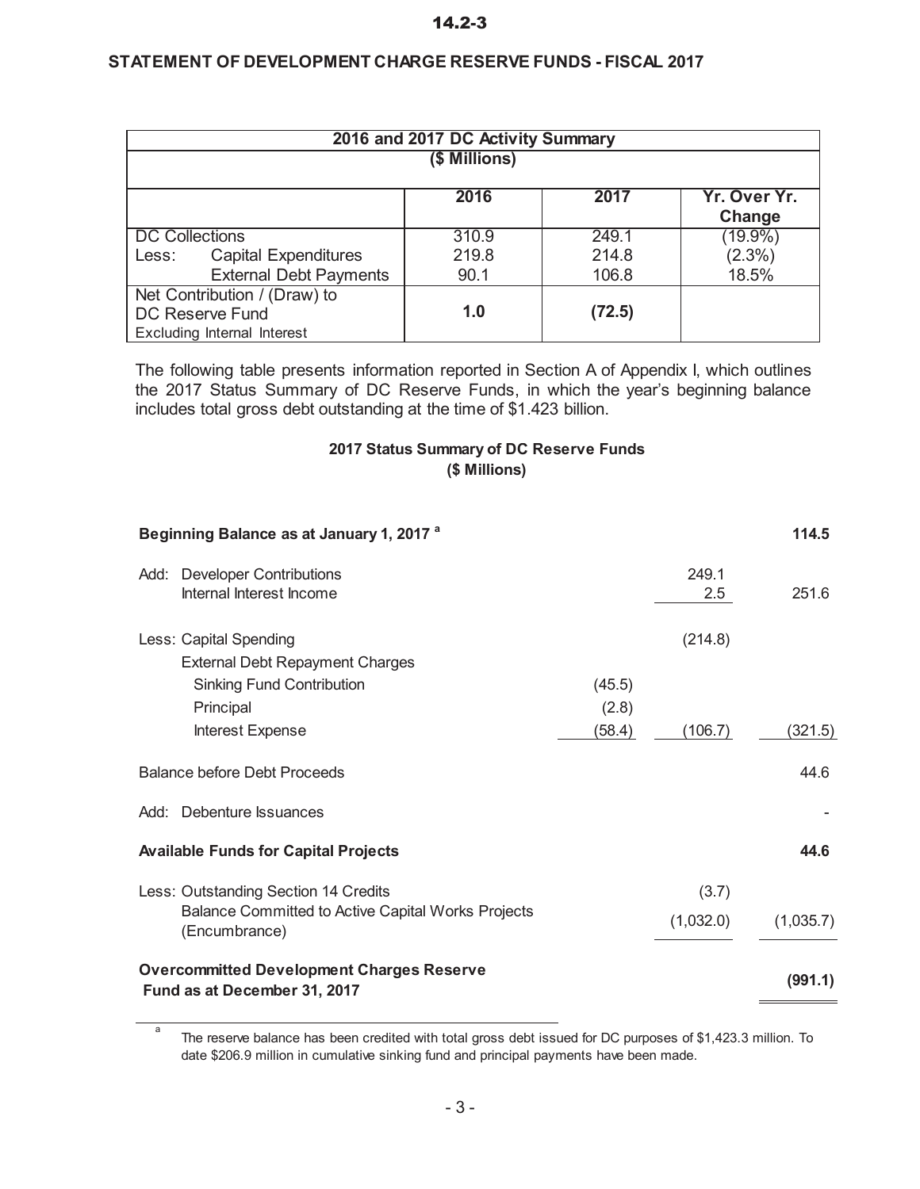14.2-3

## STATEMENT OF DEVELOPMENT CHARGE RESERVE FUNDS - FISCAL 2017

| 2016 and 2017 DC Activity Summary ($ Millions) | | | |
|---|---|---|---|
| | **2016** | **2017** | **Yr. Over Yr. Change** |
| DC Collections | 310.9 | 249.1 | (19.9%) |
| Less: Capital Expenditures | 219.8 | 214.8 | (2.3%) |
| External Debt Payments | 90.1 | 106.8 | 18.5% |
| Net Contribution / (Draw) to DC Reserve Fund Excluding Internal Interest | **1.0** | **(72.5)** | |

The following table presents information reported in Section A of Appendix I, which outlines the 2017 Status Summary of DC Reserve Funds, in which the year's beginning balance includes total gross debt outstanding at the time of $1.423 billion.

### 2017 Status Summary of DC Reserve Funds
**($ Millions)**

| | | | |
|---|---|---|---|
| **Beginning Balance as at January 1, 2017** [a] | | | **114.5** |
| Add: Developer Contributions | | 249.1 | |
| Internal Interest Income | | 2.5 | 251.6 |
| Less: Capital Spending | | (214.8) | |
| External Debt Repayment Charges | | | |
| Sinking Fund Contribution | (45.5) | | |
| Principal | (2.8) | | |
| Interest Expense | (58.4) | (106.7) | (321.5) |
| Balance before Debt Proceeds | | | 44.6 |
| Add: Debenture Issuances | | | - |
| **Available Funds for Capital Projects** | | | **44.6** |
| Less: Outstanding Section 14 Credits | | (3.7) | |
| Balance Committed to Active Capital Works Projects (Encumbrance) | | (1,032.0) | (1,035.7) |
| **Overcommitted Development Charges Reserve Fund as at December 31, 2017** | | | **(991.1)** |

[a] The reserve balance has been credited with total gross debt issued for DC purposes of $1,423.3 million. To date $206.9 million in cumulative sinking fund and principal payments have been made.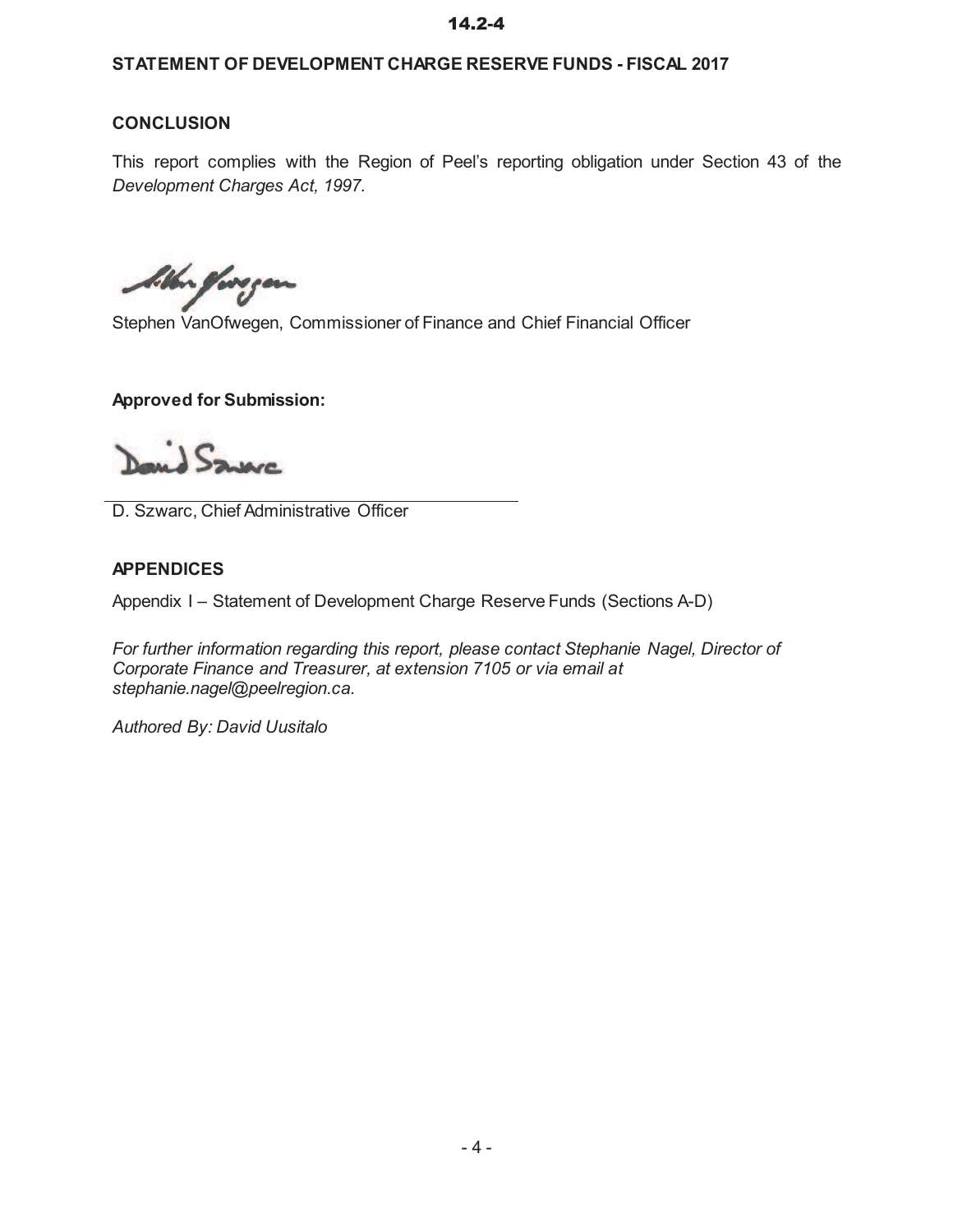## STATEMENT OF DEVELOPMENT CHARGE RESERVE FUNDS - FISCAL 2017

### CONCLUSION

This report complies with the Region of Peel's reporting obligation under Section 43 of the *Development Charges Act, 1997.*

Stephen VanOfwegen, Commissioner of Finance and Chief Financial Officer

**Approved for Submission:**

D. Szwarc, Chief Administrative Officer

### APPENDICES

Appendix I – Statement of Development Charge Reserve Funds (Sections A-D)

*For further information regarding this report, please contact Stephanie Nagel, Director of Corporate Finance and Treasurer, at extension 7105 or via email at stephanie.nagel@peelregion.ca.*

*Authored By: David Uusitalo*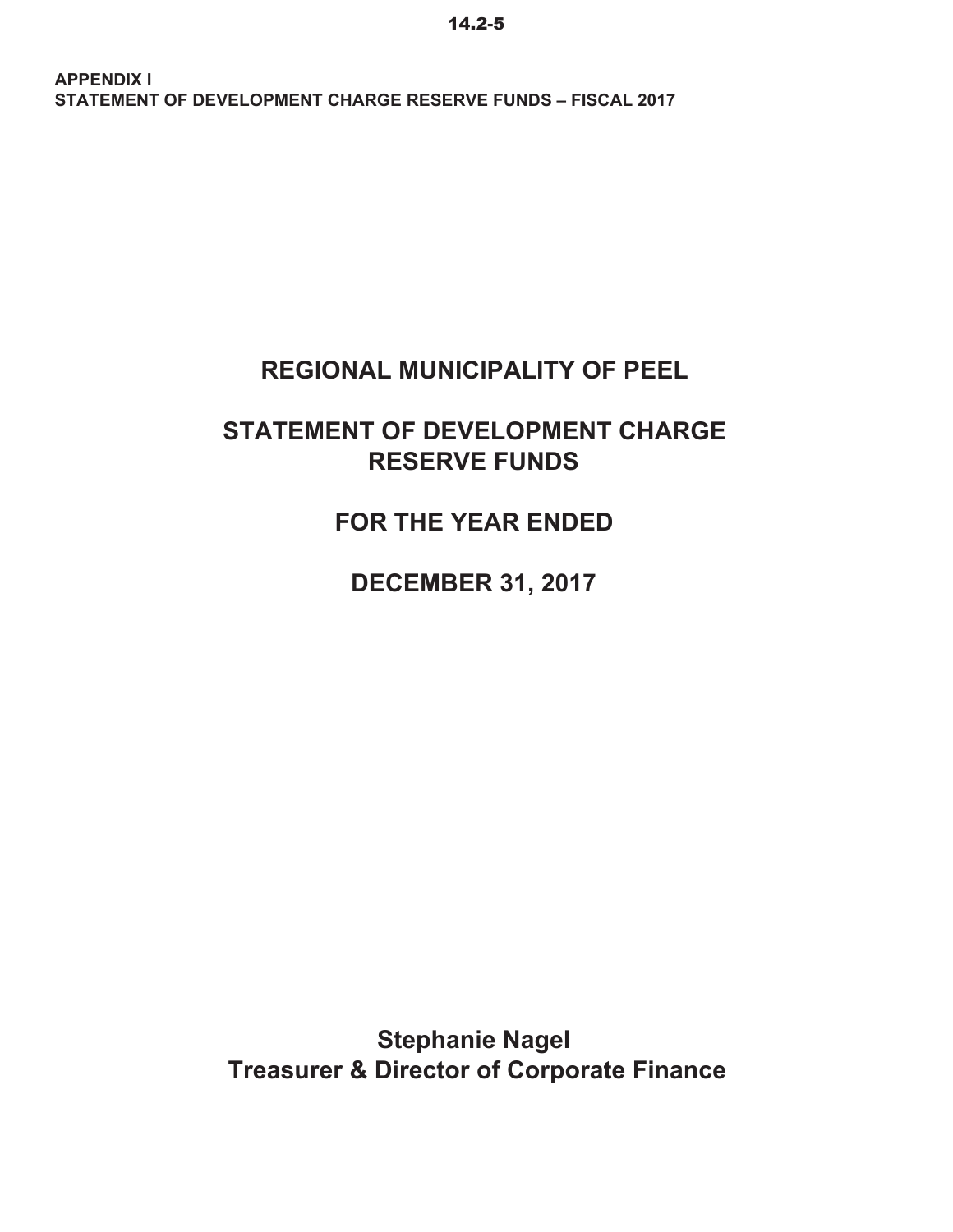**APPENDIX I**
**STATEMENT OF DEVELOPMENT CHARGE RESERVE FUNDS – FISCAL 2017**

# REGIONAL MUNICIPALITY OF PEEL

# STATEMENT OF DEVELOPMENT CHARGE RESERVE FUNDS

# FOR THE YEAR ENDED

# DECEMBER 31, 2017

**Stephanie Nagel**
**Treasurer & Director of Corporate Finance**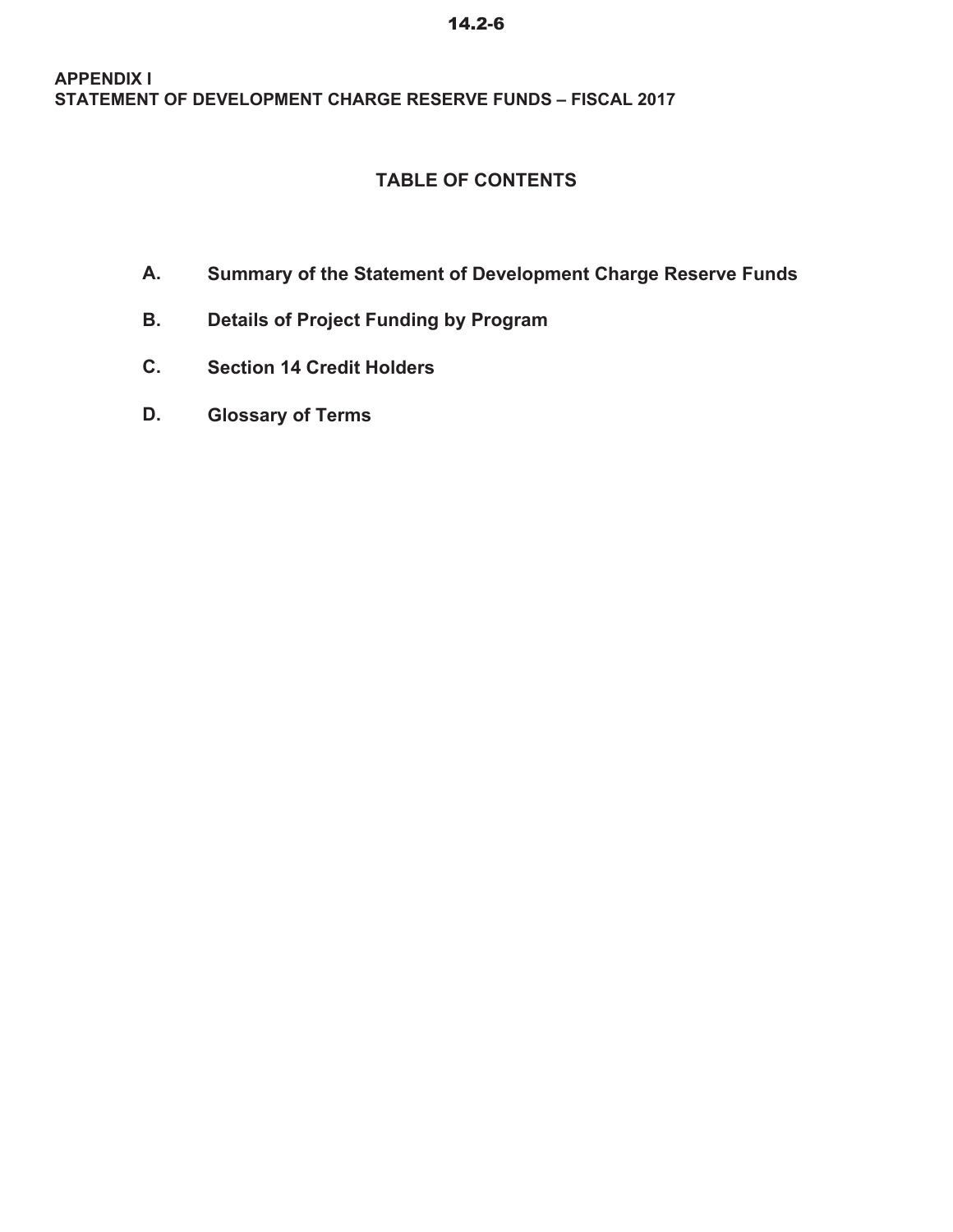**APPENDIX I**
**STATEMENT OF DEVELOPMENT CHARGE RESERVE FUNDS – FISCAL 2017**

## TABLE OF CONTENTS

- **A.** **Summary of the Statement of Development Charge Reserve Funds**
- **B.** **Details of Project Funding by Program**
- **C.** **Section 14 Credit Holders**
- **D.** **Glossary of Terms**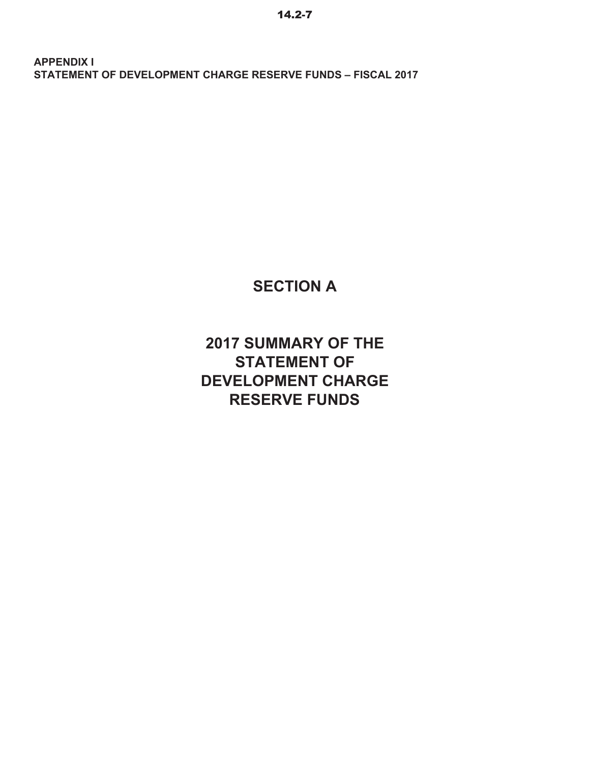**APPENDIX I**
**STATEMENT OF DEVELOPMENT CHARGE RESERVE FUNDS – FISCAL 2017**

# SECTION A

# 2017 SUMMARY OF THE STATEMENT OF DEVELOPMENT CHARGE RESERVE FUNDS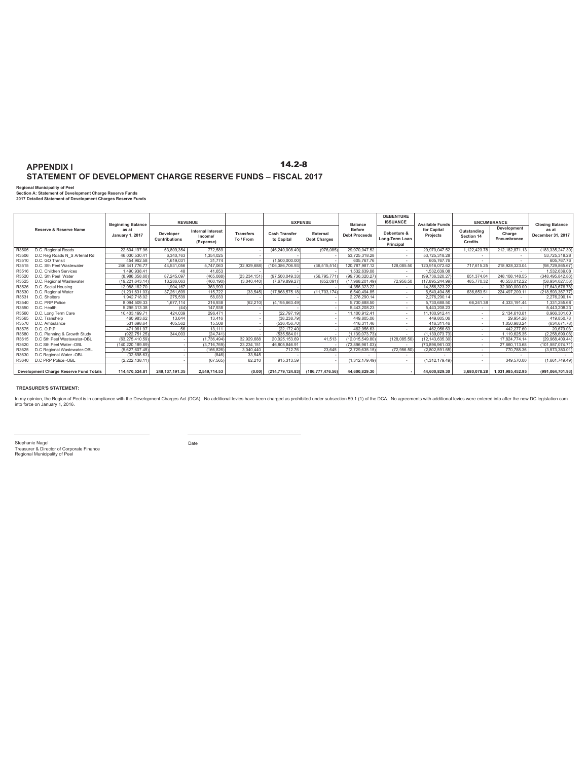# APPENDIX I

## STATEMENT OF DEVELOPMENT CHARGE RESERVE FUNDS – FISCAL 2017

**Regional Municipality of Peel**
**Section A: Statement of Development Charge Reserve Funds**
**2017 Detailed Statement of Development Charges Reserve Funds**

| Reserve & Reserve Name | | Beginning Balance as at January 1, 2017 | REVENUE | | | EXPENSE | | Balance Before Debt Proceeds | DEBENTURE ISSUANCE | Available Funds for Capital Projects | ENCUMBRANCE | | Closing Balance as at December 31, 2017 |
|---|---|---|---|---|---|---|---|---|---|---|---|---|---|
| | | | Developer Contributions | Internal Interest Income/ (Expense) | Transfers To / From | Cash Transfer to Capital | External Debt Charges | | Debenture & Long-Term Loan Principal | | Outstanding Section 14 Credits | Development Charge Encumbrance | |
| R3505 | D.C. Regional Roads | 22,604,197.96 | 53,809,354 | 772,589 | - | (46,240,008.49) | (976,085) | 29,970,047.52 | - | 29,970,047.52 | 1,122,423.78 | 212,182,871.13 | (183,335,247.39) |
| R3506 | D.C Reg Roads N_S Arterial Rd | 46,030,530.41 | 6,340,763 | 1,354,025 | - | - | - | 53,725,318.28 | - | 53,725,318.28 | - | - | 53,725,318.28 |
| R3510 | D.C. GO Transit | 454,962.58 | 1,619,031 | 31,774 | - | (1,500,000.00) | - | 605,767.76 | - | 605,767.76 | - | - | 605,767.76 |
| R3515 | D.C. Sth Peel Wastewater | 246,341,776.77 | 44,531,056 | 5,747,063 | (32,929,688) | (106,386,706.93) | (36,515,514) | 120,787,987.12 | 128,085.50 | 120,916,072.62 | 717,615.25 | 218,928,323.04 | (98,729,865.67) |
| R3516 | D.C. Children Services | 1,490,938.41 | 48 | 41,653 | - | - | - | 1,532,639.08 | - | 1,532,639.08 | - | - | 1,532,639.08 |
| R3520 | D.C. Sth Peel Water | (8,986,358.60) | 87,245,097 | (465,088) | (23,234,151) | (97,500,049.33) | (56,795,771) | (99,736,320.27) | - | (99,736,320.27) | 651,374.04 | 248,108,148.55 | (348,495,842.86) |
| R3525 | D.C. Regional Wastewater | (19,221,643.14) | 13,286,063 | (460,190) | (3,040,440) | (7,679,899.27) | (852,091) | (17,968,201.49) | 72,956.50 | (17,895,244.99) | 485,770.32 | 40,553,012.22 | (58,934,027.53) |
| R3526 | D.C. Social Housing | 12,088,162.70 | 1,904,167 | 363,993 | - | - | - | 14,356,323.22 | - | 14,356,323.22 | - | 32,000,000.00 | (17,643,676.78) |
| R3530 | D.C. Regional Water | (1,231,631.03) | 37,261,699 | 115,722 | (33,545) | (17,868,575.18) | (11,703,174) | 6,540,494.85 | - | 6,540,494.85 | 636,653.51 | 224,497,209.11 | (218,593,367.77) |
| R3531 | D.C. Shelters | 1,942,718.02 | 275,539 | 58,033 | - | - | - | 2,276,290.14 | - | 2,276,290.14 | - | - | 2,276,290.14 |
| R3540 | D.C. PRP Police | 8,094,509.33 | 1,677,114 | 216,938 | (62,210) | (4,195,663.49) | - | 5,730,688.50 | - | 5,730,688.50 | 66,241.38 | 4,333,191.44 | 1,331,255.68 |
| R3550 | D.C. Health | 5,295,313.38 | (44) | 147,938 | - | - | - | 5,443,208.23 | - | 5,443,208.23 | - | - | 5,443,208.23 |
| R3560 | D.C. Long Term Care | 10,403,199.71 | 424,039 | 296,471 | - | (22,797.19) | - | 11,100,912.41 | - | 11,100,912.41 | - | 2,134,610.81 | 8,966,301.60 |
| R3565 | D.C. Transhelp | 460,983.62 | 13,644 | 13,416 | - | (38,238.79) | - | 449,805.06 | - | 449,805.06 | - | 29,954.28 | 419,850.78 |
| R3570 | D.C. Ambulance | 531,698.64 | 405,562 | 15,508 | - | (536,456.70) | - | 416,311.46 | - | 416,311.46 | - | 1,050,983.24 | (634,671.78) |
| R3575 | D.C. O.P.P | 471,961.97 | 56 | 13,111 | - | (22,172.40) | - | 462,956.63 | - | 462,956.63 | - | 442,277.60 | 20,679.03 |
| R3580 | D.C. Planning & Growth Study | (922,751.25) | 344,003 | (24,741) | - | (535,584.01) | - | (1,139,073.73) | - | (1,139,073.73) | - | 1,119,625.35 | (2,258,699.08) |
| R3615 | D.C Sth Peel Wastewater-OBL | (63,275,410.59) | - | (1,736,494) | 32,929,688 | 20,025,153.69 | 41,513 | (12,015,549.80) | (128,085.50) | (12,143,635.30) | - | 17,824,774.14 | (29,968,409.44) |
| R3620 | D.C Sth Peel Water -OBL | (140,220,189.89) | - | (3,716,769) | 23,234,151 | 46,805,846.91 | - | (73,896,961.03) | - | (73,896,961.03) | - | 27,660,113.68 | (101,557,074.71) |
| R3625 | D.C Regional Wastewater-OBL | (5,627,607.45) | - | (166,826) | 3,040,440 | 712.76 | 23,645 | (2,729,635.15) | (72,956.50) | (2,802,591.65) | - | 770,788.36 | (3,573,380.01) |
| R3630 | D.C Regional Water -OBL | (32,698.63) | - | (846) | 33,545 | - | - | - | - | - | - | - | - |
| R3640 | D.C PRP Police -OBL | (2,222,138.11) | - | (67,565) | 62,210 | 915,313.59 | - | (1,312,179.49) | - | (1,312,179.49) | - | 349,570.00 | (1,661,749.49) |
| **Development Charge Reserve Fund Totals** | | **114,470,524.81** | **249,137,191.35** | **2,549,714.53** | **(0.00)** | **(214,779,124.83)** | **(106,777,476.56)** | **44,600,829.30** | **-** | **44,600,829.30** | **3,680,078.28** | **1,031,985,452.95** | **(991,064,701.93)** |

**TREASURER'S STATEMENT:**

In my opinion, the Region of Peel is in compliance with the Development Charges Act (DCA). No additional levies have been charged as prohibited under subsection 59.1 (1) of the DCA. No agreements with additional levies were entered into after the new DC legislation came into force on January 1, 2016.

Stephanie Nagel
Treasurer & Director of Corporate Finance
Regional Municipality of Peel

Date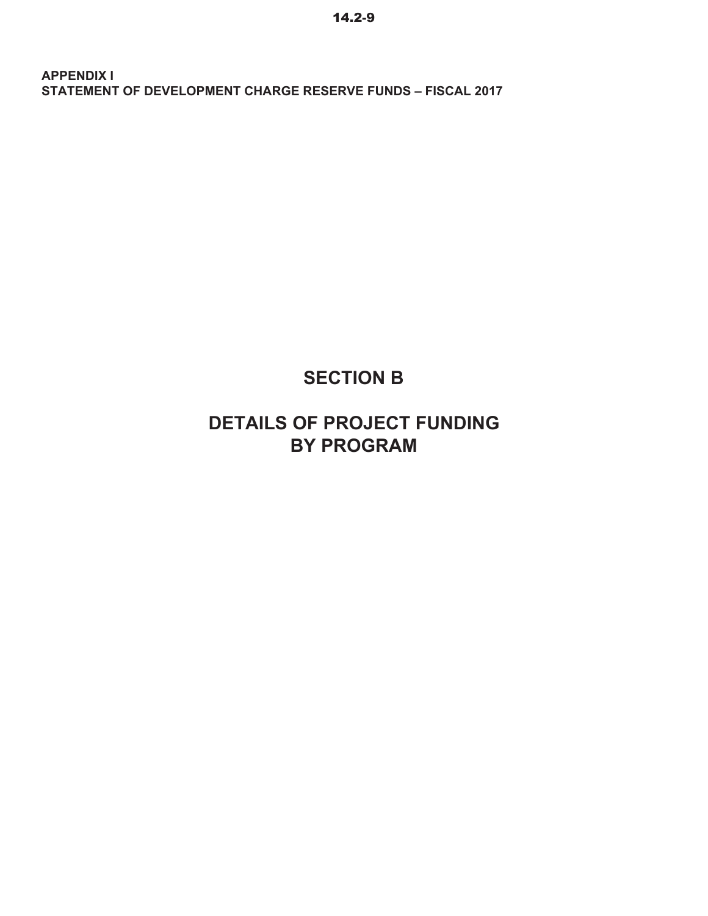**APPENDIX I**
**STATEMENT OF DEVELOPMENT CHARGE RESERVE FUNDS – FISCAL 2017**

# SECTION B

# DETAILS OF PROJECT FUNDING BY PROGRAM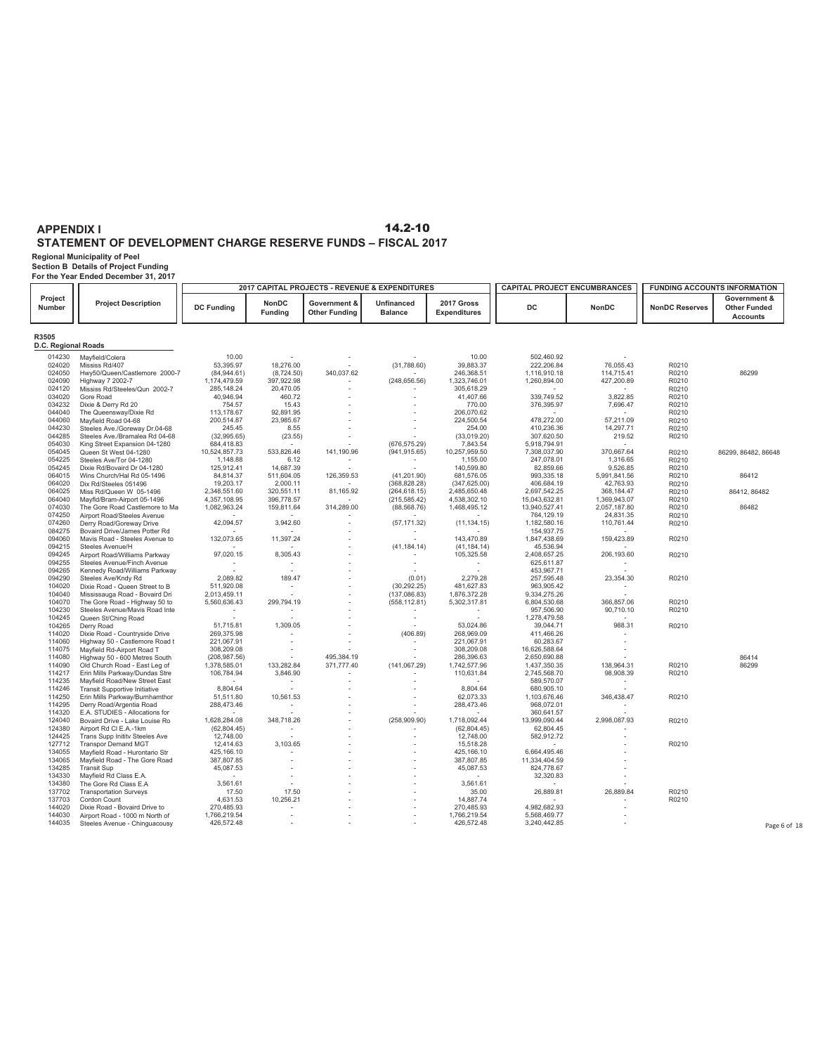# APPENDIX I

14.2-10

## STATEMENT OF DEVELOPMENT CHARGE RESERVE FUNDS – FISCAL 2017

**Regional Municipality of Peel**
**Section B Details of Project Funding**
**For the Year Ended December 31, 2017**

| Project Number | Project Description | 2017 CAPITAL PROJECTS - REVENUE & EXPENDITURES | | | | | CAPITAL PROJECT ENCUMBRANCES | | FUNDING ACCOUNTS INFORMATION | |
|---|---|---|---|---|---|---|---|---|---|---|
| | | DC Funding | NonDC Funding | Government & Other Funding | Unfinanced Balance | 2017 Gross Expenditures | DC | NonDC | NonDC Reserves | Government & Other Funded Accounts |
| **R3505** | | | | | | | | | | |
| **D.C. Regional Roads** | | | | | | | | | | |
| 014230 | Mayfield/Colera | 10.00 | - | - | - | 10.00 | 502,460.92 | - | | |
| 024020 | Mississ Rd/407 | 53,395.97 | 18,276.00 | - | (31,788.60) | 39,883.37 | 222,206.84 | 76,055.43 | R0210 | |
| 024050 | Hwy50/Queen/Castlemore 2000-7 | (84,944.61) | (8,724.50) | 340,037.62 | - | 246,368.51 | 1,116,910.18 | 114,715.41 | R0210 | 86299 |
| 024090 | Highway 7 2002-7 | 1,174,479.59 | 397,922.98 | - | (248,656.56) | 1,323,746.01 | 1,260,894.00 | 427,200.89 | R0210 | |
| 024120 | Mississ Rd/Steeles/Qun 2002-7 | 285,148.24 | 20,470.05 | - | - | 305,618.29 | - | - | R0210 | |
| 034020 | Gore Road | 40,946.94 | 460.72 | - | - | 41,407.66 | 339,749.52 | 3,822.85 | R0210 | |
| 034232 | Dixie & Derry Rd 20 | 754.57 | 15.43 | - | - | 770.00 | 376,395.97 | 7,696.47 | R0210 | |
| 044040 | The Queensway/Dixie Rd | 113,178.67 | 92,891.95 | - | - | 206,070.62 | - | - | R0210 | |
| 044060 | Mayfield Road 04-68 | 200,514.87 | 23,985.67 | - | - | 224,500.54 | 478,272.00 | 57,211.09 | R0210 | |
| 044230 | Steeles Ave./Goreway Dr.04-68 | 245.45 | 8.55 | - | - | 254.00 | 410,236.36 | 14,297.71 | R0210 | |
| 044285 | Steeles Ave./Bramalea Rd 04-68 | (32,995.65) | (23.55) | - | - | (33,019.20) | 307,620.50 | 219.52 | R0210 | |
| 054030 | King Street Expansion 04-1280 | 684,418.83 | - | - | (676,575.29) | 7,843.54 | 5,918,794.91 | - | | |
| 054045 | Queen St West 04-1280 | 10,524,857.73 | 533,826.46 | 141,190.96 | (941,915.65) | 10,257,959.50 | 7,308,037.90 | 370,667.64 | R0210 | 86299, 86482, 86648 |
| 054225 | Steeles Ave/Tor 04-1280 | 1,148.88 | 6.12 | - | - | 1,155.00 | 247,078.01 | 1,316.65 | R0210 | |
| 054245 | Dixie Rd/Bovaird Dr 04-1280 | 125,912.41 | 14,687.39 | - | - | 140,599.80 | 82,859.66 | 9,526.85 | R0210 | |
| 064015 | Wins Church/Hal Rd 05-1496 | 84,814.37 | 511,604.05 | 126,359.53 | (41,201.90) | 681,576.05 | 993,335.18 | 5,991,841.56 | R0210 | 86412 |
| 064020 | Dix Rd/Steeles 051496 | 19,203.17 | 2,000.11 | - | (368,828.28) | (347,625.00) | 406,684.19 | 42,763.93 | R0210 | |
| 064025 | Miss Rd/Queen W 05-1496 | 2,348,551.60 | 320,551.11 | 81,165.92 | (264,618.15) | 2,485,650.48 | 2,697,542.25 | 368,184.47 | R0210 | 86412, 86482 |
| 064040 | Mayfld/Bram-Airport 05-1496 | 4,357,108.95 | 396,778.57 | - | (215,585.42) | 4,538,302.10 | 15,043,632.81 | 1,369,943.07 | R0210 | |
| 074030 | The Gore Road Castlemore to Ma | 1,082,963.24 | 159,811.64 | 314,289.00 | (88,568.76) | 1,468,495.12 | 13,940,527.41 | 2,057,187.80 | R0210 | 86482 |
| 074250 | Airport Road/Steeles Avenue | - | - | - | - | - | 764,129.19 | 24,831.35 | R0210 | |
| 074260 | Derry Road/Goreway Drive | 42,094.57 | 3,942.60 | - | (57,171.32) | (11,134.15) | 1,182,580.16 | 110,761.44 | R0210 | |
| 084275 | Bovaird Drive/James Potter Rd | - | - | - | - | - | 154,937.75 | - | | |
| 094060 | Mavis Road - Steeles Avenue to | 132,073.65 | 11,397.24 | - | - | 143,470.89 | 1,847,438.69 | 159,423.89 | R0210 | |
| 094215 | Steeles Avenue/H | - | - | - | (41,184.14) | (41,184.14) | 45,536.94 | - | | |
| 094245 | Airport Road/Williams Parkway | 97,020.15 | 8,305.43 | - | - | 105,325.58 | 2,408,657.25 | 206,193.60 | R0210 | |
| 094255 | Steeles Avenue/Finch Avenue | - | - | - | - | - | 625,611.87 | - | | |
| 094265 | Kennedy Road/Williams Parkway | - | - | - | - | - | 453,967.71 | - | | |
| 094290 | Steeles Ave/Kndy Rd | 2,089.82 | 189.47 | - | (0.01) | 2,279.28 | 257,595.48 | 23,354.30 | R0210 | |
| 104020 | Dixie Road - Queen Street to B | 511,920.08 | - | - | (30,292.25) | 481,627.83 | 963,905.42 | - | | |
| 104040 | Mississauga Road - Bovaird Dri | 2,013,459.11 | - | - | (137,086.83) | 1,876,372.28 | 9,334,275.26 | - | | |
| 104070 | The Gore Road - Highway 50 to | 5,560,636.43 | 299,794.19 | - | (558,112.81) | 5,302,317.81 | 6,804,530.68 | 366,857.06 | R0210 | |
| 104230 | Steeles Avenue/Mavis Road Inte | - | - | - | - | - | 957,506.90 | 90,710.10 | R0210 | |
| 104245 | Queen St/Ching Road | - | - | - | - | - | 1,278,479.58 | - | | |
| 104265 | Derry Road | 51,715.81 | 1,309.05 | - | - | 53,024.86 | 39,044.71 | 988.31 | R0210 | |
| 114020 | Dixie Road - Countryside Drive | 269,375.98 | - | - | (406.89) | 268,969.09 | 411,466.26 | - | | |
| 114060 | Highway 50 - Castlemore Road t | 221,067.91 | - | - | - | 221,067.91 | 60,283.67 | - | | |
| 114075 | Mayfield Rd-Airport Road T | 308,209.08 | - | - | - | 308,209.08 | 16,626,588.64 | - | | |
| 114080 | Highway 50 - 600 Metres South | (208,987.56) | - | 495,384.19 | - | 286,396.63 | 2,650,690.88 | - | | 86414 |
| 114090 | Old Church Road - East Leg of | 1,378,585.01 | 133,282.84 | 371,777.40 | (141,067.29) | 1,742,577.96 | 1,437,350.35 | 138,964.31 | R0210 | 86299 |
| 114217 | Erin Mills Parkway/Dundas Stre | 106,784.94 | 3,846.90 | - | - | 110,631.84 | 2,745,568.70 | 98,908.39 | R0210 | |
| 114235 | Mayfield Road/New Street East | - | - | - | - | - | 589,570.07 | - | | |
| 114246 | Transit Supportive Initiative | 8,804.64 | - | - | - | 8,804.64 | 680,905.10 | - | | |
| 114250 | Erin Mills Parkway/Burnhamthor | 51,511.80 | 10,561.53 | - | - | 62,073.33 | 1,103,676.46 | 346,438.47 | R0210 | |
| 114295 | Derry Road/Argentia Road | 288,473.46 | - | - | - | 288,473.46 | 968,072.01 | - | | |
| 114320 | E.A. STUDIES - Allocations for | - | - | - | - | - | 360,641.57 | - | | |
| 124040 | Bovaird Drive - Lake Louise Ro | 1,628,284.08 | 348,718.26 | - | (258,909.90) | 1,718,092.44 | 13,999,090.44 | 2,998,087.93 | R0210 | |
| 124380 | Airport Rd Cl E.A.-1km | (62,804.45) | - | - | - | (62,804.45) | 62,804.45 | - | | |
| 124425 | Trans Supp Inititv Steeles Ave | 12,748.00 | - | - | - | 12,748.00 | 582,912.72 | - | | |
| 127712 | Transpor Demand MGT | 12,414.63 | 3,103.65 | - | - | 15,518.28 | - | - | R0210 | |
| 134055 | Mayfield Road - Hurontario Str | 425,166.10 | - | - | - | 425,166.10 | 6,664,495.46 | - | | |
| 134065 | Mayfield Road - The Gore Road | 387,807.85 | - | - | - | 387,807.85 | 11,334,404.59 | - | | |
| 134285 | Transit Sup | 45,087.53 | - | - | - | 45,087.53 | 824,778.67 | - | | |
| 134330 | Mayfield Rd Class E.A. | - | - | - | - | - | 32,320.83 | - | | |
| 134380 | The Gore Rd Class E.A | 3,561.61 | - | - | - | 3,561.61 | - | - | | |
| 137702 | Transportation Surveys | 17.50 | 17.50 | - | - | 35.00 | 26,889.81 | 26,889.84 | R0210 | |
| 137703 | Cordon Count | 4,631.53 | 10,256.21 | - | - | 14,887.74 | - | - | R0210 | |
| 144020 | Dixie Road - Bovaird Drive to | 270,485.93 | - | - | - | 270,485.93 | 4,982,682.93 | - | | |
| 144030 | Airport Road - 1000 m North of | 1,766,219.54 | - | - | - | 1,766,219.54 | 5,568,469.77 | - | | |
| 144035 | Steeles Avenue - Chinguacousy | 426,572.48 | - | - | - | 426,572.48 | 3,240,442.85 | - | | |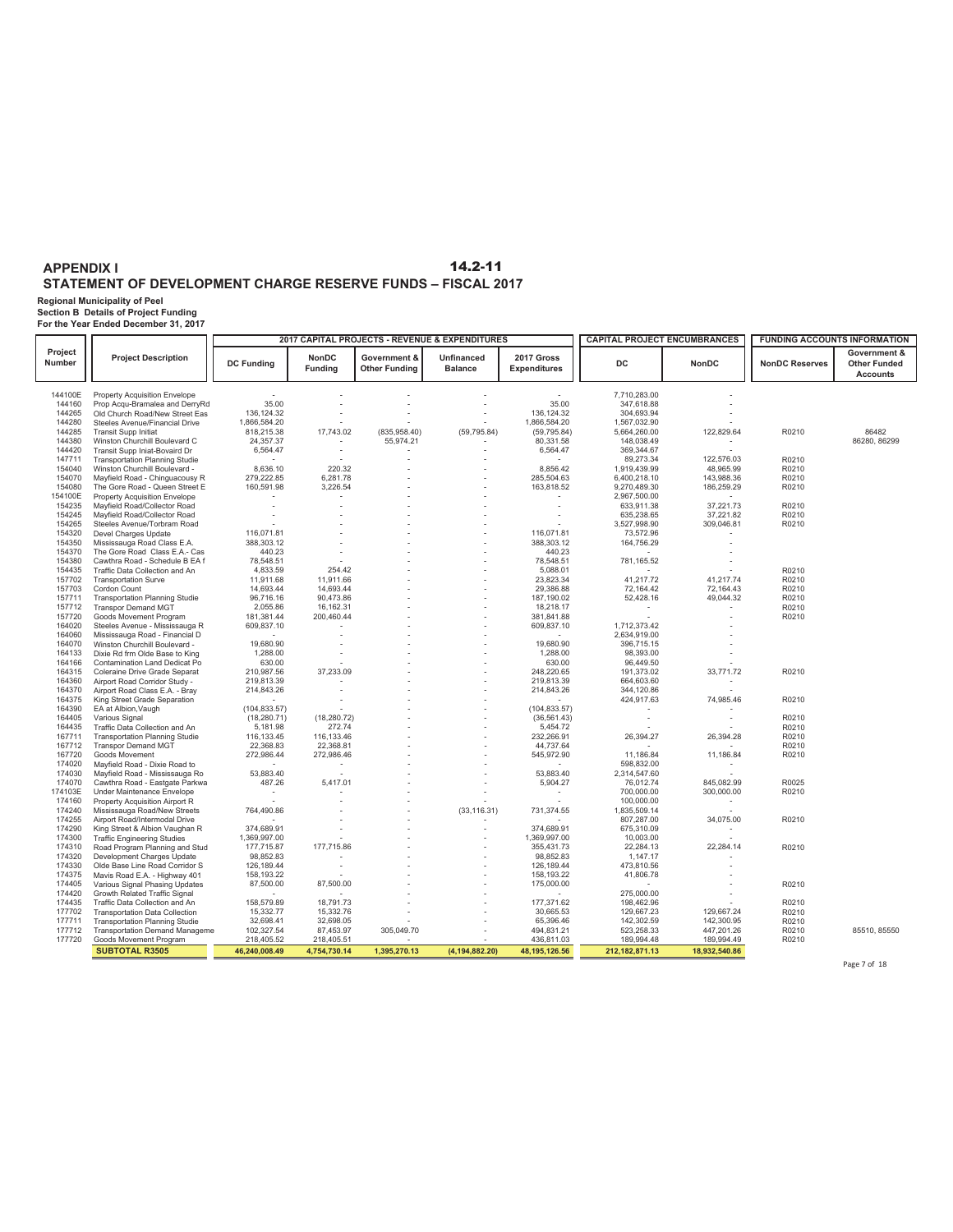# APPENDIX I

## STATEMENT OF DEVELOPMENT CHARGE RESERVE FUNDS – FISCAL 2017

**Regional Municipality of Peel**
**Section B Details of Project Funding**
**For the Year Ended December 31, 2017**

| Project Number | Project Description | 2017 CAPITAL PROJECTS - REVENUE & EXPENDITURES | | | | | CAPITAL PROJECT ENCUMBRANCES | | FUNDING ACCOUNTS INFORMATION | |
|---|---|---|---|---|---|---|---|---|---|---|
| | | DC Funding | NonDC Funding | Government & Other Funding | Unfinanced Balance | 2017 Gross Expenditures | DC | NonDC | NonDC Reserves | Government & Other Funded Accounts |
| 144100E | Property Acquisition Envelope | - | - | - | - | - | 7,710,283.00 | - | | |
| 144160 | Prop Acqu-Bramalea and DerryRd | 35.00 | - | - | - | 35.00 | 347,618.88 | - | | |
| 144265 | Old Church Road/New Street Eas | 136,124.32 | - | - | - | 136,124.32 | 304,693.94 | - | | |
| 144280 | Steeles Avenue/Financial Drive | 1,866,584.20 | - | - | - | 1,866,584.20 | 1,567,032.90 | - | | |
| 144285 | Transit Supp Initiat | 818,215.38 | 17,743.02 | (835,958.40) | (59,795.84) | (59,795.84) | 5,664,260.00 | 122,829.64 | R0210 | 86482 |
| 144380 | Winston Churchill Boulevard C | 24,357.37 | - | 55,974.21 | - | 80,331.58 | 148,038.49 | - | | 86280, 86299 |
| 144420 | Transit Supp Iniat-Bovaird Dr | 6,564.47 | - | - | - | 6,564.47 | 369,344.67 | - | | |
| 147711 | Transportation Planning Studie | - | - | - | - | - | 89,273.34 | 122,576.03 | R0210 | |
| 154040 | Winston Churchill Boulevard - | 8,636.10 | 220.32 | - | - | 8,856.42 | 1,919,439.99 | 48,965.99 | R0210 | |
| 154070 | Mayfield Road - Chinguacousy R | 279,222.85 | 6,281.78 | - | - | 285,504.63 | 6,400,218.10 | 143,988.36 | R0210 | |
| 154080 | The Gore Road - Queen Street E | 160,591.98 | 3,226.54 | - | - | 163,818.52 | 9,270,489.30 | 186,259.29 | R0210 | |
| 154100E | Property Acquisition Envelope | - | - | - | - | - | 2,967,500.00 | - | | |
| 154235 | Mayfield Road/Collector Road | - | - | - | - | - | 633,911.38 | 37,221.73 | R0210 | |
| 154245 | Mayfield Road/Collector Road | - | - | - | - | - | 635,238.65 | 37,221.82 | R0210 | |
| 154265 | Steeles Avenue/Torbram Road | - | - | - | - | - | 3,527,998.90 | 309,046.81 | R0210 | |
| 154320 | Devel Charges Update | 116,071.81 | - | - | - | 116,071.81 | 73,572.96 | - | | |
| 154350 | Mississauga Road Class E.A. | 388,303.12 | - | - | - | 388,303.12 | 164,756.29 | - | | |
| 154370 | The Gore Road Class E.A.- Cas | 440.23 | - | - | - | 440.23 | - | - | | |
| 154380 | Cawthra Road - Schedule B EA f | 78,548.51 | - | - | - | 78,548.51 | 781,165.52 | - | | |
| 154435 | Traffic Data Collection and An | 4,833.59 | 254.42 | - | - | 5,088.01 | - | - | R0210 | |
| 157702 | Transportation Surve | 11,911.68 | 11,911.66 | - | - | 23,823.34 | 41,217.72 | 41,217.74 | R0210 | |
| 157703 | Cordon Count | 14,693.44 | 14,693.44 | - | - | 29,386.88 | 72,164.42 | 72,164.43 | R0210 | |
| 157711 | Transportation Planning Studie | 96,716.16 | 90,473.86 | - | - | 187,190.02 | 52,428.16 | 49,044.32 | R0210 | |
| 157712 | Transpor Demand MGT | 2,055.86 | 16,162.31 | - | - | 18,218.17 | - | - | R0210 | |
| 157720 | Goods Movement Program | 181,381.44 | 200,460.44 | - | - | 381,841.88 | - | - | R0210 | |
| 164020 | Steeles Avenue - Mississauga R | 609,837.10 | - | - | - | 609,837.10 | 1,712,373.42 | - | | |
| 164060 | Mississauga Road - Financial D | - | - | - | - | - | 2,634,919.00 | - | | |
| 164070 | Winston Churchill Boulevard - | 19,680.90 | - | - | - | 19,680.90 | 396,715.15 | - | | |
| 164133 | Dixie Rd frm Olde Base to King | 1,288.00 | - | - | - | 1,288.00 | 98,393.00 | - | | |
| 164166 | Contamination Land Dedicat Po | 630.00 | - | - | - | 630.00 | 96,449.50 | - | | |
| 164315 | Coleraine Drive Grade Separat | 210,987.56 | 37,233.09 | - | - | 248,220.65 | 191,373.02 | 33,771.72 | R0210 | |
| 164360 | Airport Road Corridor Study - | 219,813.39 | - | - | - | 219,813.39 | 664,603.60 | - | | |
| 164370 | Airport Road Class E.A. - Bray | 214,843.26 | - | - | - | 214,843.26 | 344,120.86 | - | | |
| 164375 | King Street Grade Separation | - | - | - | - | - | 424,917.63 | 74,985.46 | R0210 | |
| 164390 | EA at Albion,Vaugh | (104,833.57) | - | - | - | (104,833.57) | - | - | | |
| 164405 | Various Signal | (18,280.71) | (18,280.72) | - | - | (36,561.43) | - | - | R0210 | |
| 164435 | Traffic Data Collection and An | 5,181.98 | 272.74 | - | - | 5,454.72 | - | - | R0210 | |
| 167711 | Transportation Planning Studie | 116,133.45 | 116,133.46 | - | - | 232,266.91 | 26,394.27 | 26,394.28 | R0210 | |
| 167712 | Transpor Demand MGT | 22,368.83 | 22,368.81 | - | - | 44,737.64 | - | - | R0210 | |
| 167720 | Goods Movement | 272,986.44 | 272,986.46 | - | - | 545,972.90 | 11,186.84 | 11,186.84 | R0210 | |
| 174020 | Mayfield Road - Dixie Road to | - | - | - | - | - | 598,832.00 | - | | |
| 174030 | Mayfield Road - Mississauga Ro | 53,883.40 | - | - | - | 53,883.40 | 2,314,547.60 | - | | |
| 174070 | Cawthra Road - Eastgate Parkwa | 487.26 | 5,417.01 | - | - | 5,904.27 | 76,012.74 | 845,082.99 | R0025 | |
| 174103E | Under Maintenance Envelope | - | - | - | - | - | 700,000.00 | 300,000.00 | R0210 | |
| 174160 | Property Acquisition Airport R | - | - | - | - | - | 100,000.00 | - | | |
| 174240 | Mississauga Road/New Streets | 764,490.86 | - | - | (33,116.31) | 731,374.55 | 1,835,509.14 | - | | |
| 174255 | Airport Road/Intermodal Drive | - | - | - | - | - | 807,287.00 | 34,075.00 | R0210 | |
| 174290 | King Street & Albion Vaughan R | 374,689.91 | - | - | - | 374,689.91 | 675,310.09 | - | | |
| 174300 | Traffic Engineering Studies | 1,369,997.00 | - | - | - | 1,369,997.00 | 10,003.00 | - | | |
| 174310 | Road Program Planning and Stud | 177,715.87 | 177,715.86 | - | - | 355,431.73 | 22,284.13 | 22,284.14 | R0210 | |
| 174320 | Development Charges Update | 98,852.83 | - | - | - | 98,852.83 | 1,147.17 | - | | |
| 174330 | Olde Base Line Road Corridor S | 126,189.44 | - | - | - | 126,189.44 | 473,810.56 | - | | |
| 174375 | Mavis Road E.A. - Highway 401 | 158,193.22 | - | - | - | 158,193.22 | 41,806.78 | - | | |
| 174405 | Various Signal Phasing Updates | 87,500.00 | 87,500.00 | - | - | 175,000.00 | - | - | R0210 | |
| 174420 | Growth Related Traffic Signal | - | - | - | - | - | 275,000.00 | - | | |
| 174435 | Traffic Data Collection and An | 158,579.89 | 18,791.73 | - | - | 177,371.62 | 198,462.96 | - | R0210 | |
| 177702 | Transportation Data Collection | 15,332.77 | 15,332.76 | - | - | 30,665.53 | 129,667.23 | 129,667.24 | R0210 | |
| 177711 | Transportation Planning Studie | 32,698.41 | 32,698.05 | - | - | 65,396.46 | 142,302.59 | 142,300.95 | R0210 | |
| 177712 | Transportation Demand Manageme | 102,327.54 | 87,453.97 | 305,049.70 | - | 494,831.21 | 523,258.33 | 447,201.26 | R0210 | 85510, 85550 |
| 177720 | Goods Movement Program | 218,405.52 | 218,405.51 | - | - | 436,811.03 | 189,994.48 | 189,994.49 | R0210 | |
| **SUBTOTAL R3505** | | **46,240,008.49** | **4,754,730.14** | **1,395,270.13** | **(4,194,882.20)** | **48,195,126.56** | **212,182,871.13** | **18,932,540.86** | | |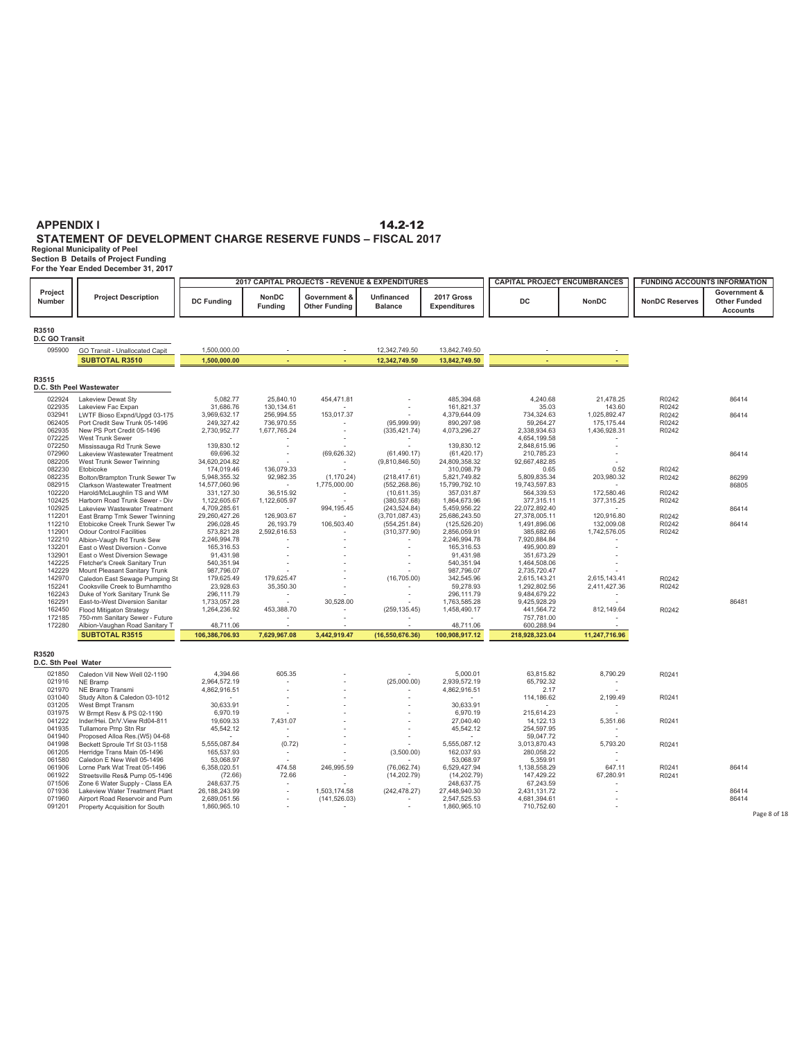**APPENDIX I** **14.2-12**

## STATEMENT OF DEVELOPMENT CHARGE RESERVE FUNDS – FISCAL 2017

**Regional Municipality of Peel**
**Section B Details of Project Funding**
**For the Year Ended December 31, 2017**

| Project Number | Project Description | 2017 CAPITAL PROJECTS - REVENUE & EXPENDITURES | | | | | CAPITAL PROJECT ENCUMBRANCES | | FUNDING ACCOUNTS INFORMATION | |
|---|---|---|---|---|---|---|---|---|---|---|
| | | DC Funding | NonDC Funding | Government & Other Funding | Unfinanced Balance | 2017 Gross Expenditures | DC | NonDC | NonDC Reserves | Government & Other Funded Accounts |
| **R3510** | | | | | | | | | | |
| **D.C GO Transit** | | | | | | | | | | |
| 095900 | GO Transit - Unallocated Capit | 1,500,000.00 | - | - | 12,342,749.50 | 13,842,749.50 | - | - | | |
| | **SUBTOTAL R3510** | **1,500,000.00** | **-** | **-** | **12,342,749.50** | **13,842,749.50** | **-** | **-** | | |
| **R3515** | | | | | | | | | | |
| **D.C. Sth Peel Wastewater** | | | | | | | | | | |
| 022924 | Lakeview Dewat Sty | 5,082.77 | 25,840.10 | 454,471.81 | - | 485,394.68 | 4,240.68 | 21,478.25 | R0242 | 86414 |
| 022935 | Lakeview Fac Expan | 31,686.76 | 130,134.61 | - | - | 161,821.37 | 35.03 | 143.60 | R0242 | |
| 032941 | LWTF Bioso Expnd/Upgd 03-175 | 3,969,632.17 | 256,994.55 | 153,017.37 | - | 4,379,644.09 | 734,324.63 | 1,025,892.47 | R0242 | 86414 |
| 062405 | Port Credit Sew Trunk 05-1496 | 249,327.42 | 736,970.55 | - | (95,999.99) | 890,297.98 | 59,264.27 | 175,175.44 | R0242 | |
| 062935 | New PS Port Credit 05-1496 | 2,730,952.77 | 1,677,765.24 | - | (335,421.74) | 4,073,296.27 | 2,338,934.63 | 1,436,928.31 | R0242 | |
| 072225 | West Trunk Sewer | - | - | - | - | - | 4,654,199.58 | - | | |
| 072250 | Mississauga Rd Trunk Sewe | 139,830.12 | - | - | - | 139,830.12 | 2,848,615.96 | - | | |
| 072960 | Lakeview Wastewater Treatment | 69,696.32 | - | (69,626.32) | (61,490.17) | (61,420.17) | 210,785.23 | - | | 86414 |
| 082205 | West Trunk Sewer Twinning | 34,620,204.82 | - | - | (9,810,846.50) | 24,809,358.32 | 92,667,482.85 | - | | |
| 082230 | Etobicoke | 174,019.46 | 136,079.33 | - | - | 310,098.79 | 0.65 | 0.52 | R0242 | |
| 082235 | Bolton/Brampton Trunk Sewer Tw | 5,948,355.32 | 92,982.35 | (1,170.24) | (218,417.61) | 5,821,749.82 | 5,809,835.34 | 203,980.32 | R0242 | 86299 |
| 082915 | Clarkson Wastewater Treatment | 14,577,060.96 | - | 1,775,000.00 | (552,268.86) | 15,799,792.10 | 19,743,597.83 | - | | 86805 |
| 102220 | Harold/McLaughlin TS and WM | 331,127.30 | 36,515.92 | - | (10,611.35) | 357,031.87 | 564,339.53 | 172,580.46 | R0242 | |
| 102425 | Harborn Road Trunk Sewer - Div | 1,122,605.67 | 1,122,605.97 | - | (380,537.68) | 1,864,673.96 | 377,315.11 | 377,315.25 | R0242 | |
| 102925 | Lakeview Wastewater Treatment | 4,709,285.61 | - | 994,195.45 | (243,524.84) | 5,459,956.22 | 22,072,892.40 | - | | 86414 |
| 112201 | East Bramp Trnk Sewer Twinning | 29,260,427.26 | 126,903.67 | - | (3,701,087.43) | 25,686,243.50 | 27,378,005.11 | 120,916.80 | R0242 | |
| 112210 | Etobicoke Creek Trunk Sewer Tw | 296,028.45 | 26,193.79 | 106,503.40 | (554,251.84) | (125,526.20) | 1,491,896.06 | 132,009.08 | R0242 | 86414 |
| 112901 | Odour Control Facilities | 573,821.28 | 2,592,616.53 | - | (310,377.90) | 2,856,059.91 | 385,682.66 | 1,742,576.05 | R0242 | |
| 122210 | Albion-Vaugh Rd Trunk Sew | 2,246,994.78 | - | - | - | 2,246,994.78 | 7,920,884.84 | - | | |
| 132201 | East o West Diversion - Conve | 165,316.53 | - | - | - | 165,316.53 | 495,900.89 | - | | |
| 132901 | East o West Diversion Sewage | 91,431.98 | - | - | - | 91,431.98 | 351,673.29 | - | | |
| 142225 | Fletcher's Creek Sanitary Trun | 540,351.94 | - | - | - | 540,351.94 | 1,464,508.06 | - | | |
| 142229 | Mount Pleasant Sanitary Trunk | 987,796.07 | - | - | - | 987,796.07 | 2,735,720.47 | - | | |
| 142970 | Caledon East Sewage Pumping St | 179,625.49 | 179,625.47 | - | (16,705.00) | 342,545.96 | 2,615,143.21 | 2,615,143.41 | R0242 | |
| 152241 | Cooksville Creek to Burnhamtho | 23,928.63 | 35,350.30 | - | - | 59,278.93 | 1,292,802.56 | 2,411,427.36 | R0242 | |
| 162243 | Duke of York Sanitary Trunk Se | 296,111.79 | - | - | - | 296,111.79 | 9,484,679.22 | - | | |
| 162291 | East-to-West Diversion Sanitar | 1,733,057.28 | - | 30,528.00 | - | 1,763,585.28 | 9,425,928.29 | - | | 86481 |
| 162450 | Flood Mitigaton Strategy | 1,264,236.92 | 453,388.70 | - | (259,135.45) | 1,458,490.17 | 441,564.72 | 812,149.64 | R0242 | |
| 172185 | 750-mm Sanitary Sewer - Future | - | - | - | - | - | 757,781.00 | - | | |
| 172280 | Albion-Vaughan Road Sanitary T | 48,711.06 | - | - | - | 48,711.06 | 600,288.94 | - | | |
| | **SUBTOTAL R3515** | **106,386,706.93** | **7,629,967.08** | **3,442,919.47** | **(16,550,676.36)** | **100,908,917.12** | **218,928,323.04** | **11,247,716.96** | | |
| **R3520** | | | | | | | | | | |
| **D.C. Sth Peel Water** | | | | | | | | | | |
| 021850 | Caledon Vill New Well 02-1190 | 4,394.66 | 605.35 | - | - | 5,000.01 | 63,815.82 | 8,790.29 | R0241 | |
| 021916 | NE Bramp | 2,964,572.19 | - | - | (25,000.00) | 2,939,572.19 | 65,792.32 | - | | |
| 021970 | NE Bramp Transmi | 4,862,916.51 | - | - | - | 4,862,916.51 | 2.17 | - | | |
| 031040 | Study Alton & Caledon 03-1012 | - | - | - | - | - | 114,186.62 | 2,199.49 | R0241 | |
| 031205 | West Bmpt Transm | 30,633.91 | - | - | - | 30,633.91 | - | - | | |
| 031975 | W Brmpt Resv & PS 02-1190 | 6,970.19 | - | - | - | 6,970.19 | 215,614.23 | - | | |
| 041222 | Inder/Hei. Dr/V.View Rd04-811 | 19,609.33 | 7,431.07 | - | - | 27,040.40 | 14,122.13 | 5,351.66 | R0241 | |
| 041935 | Tullamore Pmp Stn Rsr | 45,542.12 | - | - | - | 45,542.12 | 254,597.95 | - | | |
| 041940 | Proposed Alloa Res.(W5) 04-68 | - | - | - | - | - | 59,047.72 | - | | |
| 041998 | Beckett Sproule Trf St 03-1158 | 5,555,087.84 | (0.72) | - | - | 5,555,087.12 | 3,013,870.43 | 5,793.20 | R0241 | |
| 061205 | Herridge Trans Main 05-1496 | 165,537.93 | - | - | (3,500.00) | 162,037.93 | 280,058.22 | - | | |
| 061260 | Caledon E New Well 05-1496 | 53,068.97 | - | - | - | 53,068.97 | 5,359.91 | - | | |
| 061906 | Lorne Park Wat Treat 05-1496 | 6,358,020.51 | 474.58 | 246,995.59 | (76,062.74) | 6,529,427.94 | 1,138,558.29 | 647.11 | R0241 | 86414 |
| 061922 | Streetsville Res& Pump 05-1496 | (72.66) | 72.66 | - | (14,202.79) | (14,202.79) | 147,429.22 | 67,280.91 | R0241 | |
| 071506 | Zone 6 Water Supply - Class EA | 248,637.75 | - | - | - | 248,637.75 | 67,243.59 | - | | |
| 071936 | Lakeview Water Treatment Plant | 26,188,243.99 | - | 1,503,174.58 | (242,478.27) | 27,448,940.30 | 2,431,131.72 | - | | 86414 |
| 071960 | Airport Road Reservoir and Pum | 2,689,051.56 | - | (141,526.03) | - | 2,547,525.53 | 4,681,394.61 | - | | 86414 |
| 091201 | Property Acquisition for South | 1,860,965.10 | - | - | - | 1,860,965.10 | 710,752.60 | - | | |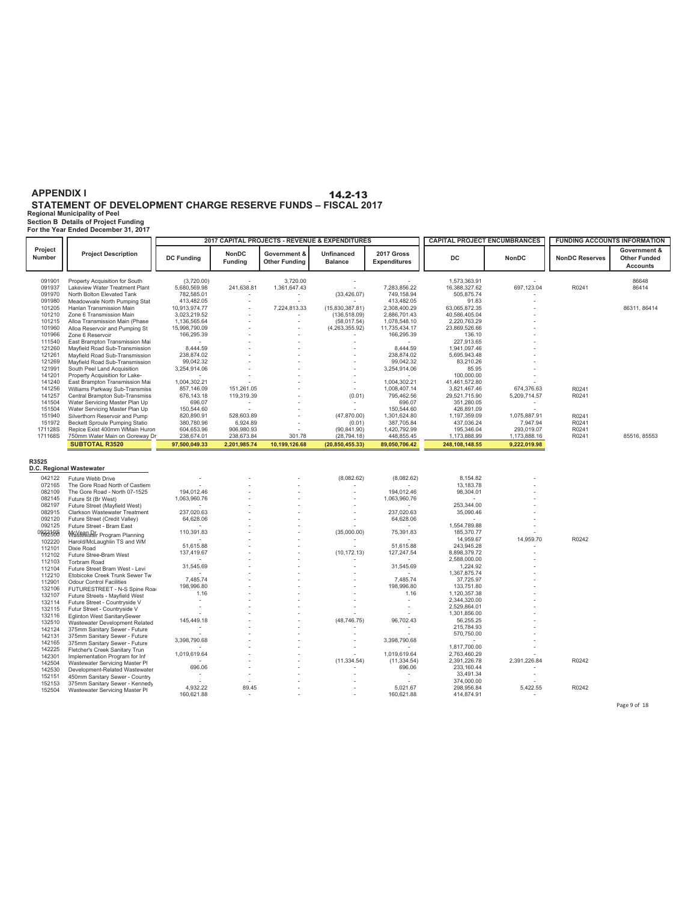# APPENDIX I

## STATEMENT OF DEVELOPMENT CHARGE RESERVE FUNDS – FISCAL 2017

**Regional Municipality of Peel**
**Section B Details of Project Funding**
**For the Year Ended December 31, 2017**

| Project Number | Project Description | 2017 CAPITAL PROJECTS - REVENUE & EXPENDITURES | | | | | CAPITAL PROJECT ENCUMBRANCES | | FUNDING ACCOUNTS INFORMATION | |
|---|---|---|---|---|---|---|---|---|---|---|
| | | DC Funding | NonDC Funding | Government & Other Funding | Unfinanced Balance | 2017 Gross Expenditures | DC | NonDC | NonDC Reserves | Government & Other Funded Accounts |
| 091901 | Property Acquisition for South | (3,720.00) | - | 3,720.00 | - | - | 1,573,363.91 | - | | 86648 |
| 091937 | Lakeview Water Treatment Plant | 5,680,569.98 | 241,638.81 | 1,361,647.43 | - | 7,283,856.22 | 16,388,327.62 | 697,123.04 | R0241 | 86414 |
| 091970 | North Bolton Elevated Tank | 782,585.01 | - | - | (33,426.07) | 749,158.94 | 505,875.74 | - | | |
| 091980 | Meadowvale North Pumping Stat | 413,482.05 | - | - | - | 413,482.05 | 91.83 | - | | |
| 101205 | Hanlan Transmission Main | 10,913,974.77 | - | 7,224,813.33 | (15,830,387.81) | 2,308,400.29 | 63,065,872.35 | - | | 86311, 86414 |
| 101210 | Zone 6 Transmission Main | 3,023,219.52 | - | - | (136,518.09) | 2,886,701.43 | 40,586,405.04 | - | | |
| 101215 | Alloa Transmission Main (Phase | 1,136,565.64 | - | - | (58,017.54) | 1,078,548.10 | 2,220,763.29 | - | | |
| 101960 | Alloa Reservoir and Pumping St | 15,998,790.09 | - | - | (4,263,355.92) | 11,735,434.17 | 23,869,526.66 | - | | |
| 101966 | Zone 6 Reservoir | 166,295.39 | - | - | - | 166,295.39 | 136.10 | - | | |
| 111540 | East Brampton Transmission Mai | - | - | - | - | - | 227,913.65 | - | | |
| 121260 | Mayfield Road Sub-Transmission | 8,444.59 | - | - | - | 8,444.59 | 1,941,097.46 | - | | |
| 121261 | Mayfield Road Sub-Transmission | 238,874.02 | - | - | - | 238,874.02 | 5,695,943.48 | - | | |
| 121269 | Mayfield Road Sub-Transmission | 99,042.32 | - | - | - | 99,042.32 | 83,210.26 | - | | |
| 121991 | South Peel Land Acquisition | 3,254,914.06 | - | - | - | 3,254,914.06 | 85.95 | - | | |
| 141201 | Property Acquisition for Lake- | - | - | - | - | - | 100,000.00 | - | | |
| 141240 | East Brampton Transmission Mai | 1,004,302.21 | - | - | - | 1,004,302.21 | 41,461,572.80 | - | | |
| 141256 | Williams Parkway Sub-Transmiss | 857,146.09 | 151,261.05 | - | - | 1,008,407.14 | 3,821,467.46 | 674,376.63 | R0241 | |
| 141257 | Central Brampton Sub-Transmiss | 676,143.18 | 119,319.39 | - | (0.01) | 795,462.56 | 29,521,715.90 | 5,209,714.57 | R0241 | |
| 141504 | Water Servicing Master Plan Up | 696.07 | - | - | - | 696.07 | 351,280.05 | - | | |
| 151504 | Water Servicing Master Plan Up | 150,544.60 | - | - | - | 150,544.60 | 426,891.09 | - | | |
| 151940 | Silverthorn Reservoir and Pump | 820,890.91 | 528,603.89 | - | (47,870.00) | 1,301,624.80 | 1,197,359.09 | 1,075,887.91 | R0241 | |
| 151972 | Beckett Sproule Pumping Statio | 380,780.96 | 6,924.89 | - | (0.01) | 387,705.84 | 437,036.24 | 7,947.94 | R0241 | |
| 171128S | Replce Exist 400mm WMain Huron | 604,653.96 | 906,980.93 | - | (90,841.90) | 1,420,792.99 | 195,346.04 | 293,019.07 | R0241 | |
| 171168S | 750mm Water Main on Goreway Dr | 238,674.01 | 238,673.84 | 301.78 | (28,794.18) | 448,855.45 | 1,173,888.99 | 1,173,888.16 | R0241 | 85516, 85553 |
| | **SUBTOTAL R3520** | **97,500,049.33** | **2,201,985.74** | **10,199,126.68** | **(20,850,455.33)** | **89,050,706.42** | **248,108,148.55** | **9,222,019.98** | | |

**R3525**
**D.C. Regional Wastewater**

| Project Number | Project Description | DC Funding | NonDC Funding | Government & Other Funding | Unfinanced Balance | 2017 Gross Expenditures | DC | NonDC | NonDC Reserves | Government & Other Funded Accounts |
|---|---|---|---|---|---|---|---|---|---|---|
| 042122 | Future Webb Drive | - | - | - | (8,082.62) | (8,082.62) | 8,154.82 | - | | |
| 072165 | The Gore Road North of Castlem | - | - | - | - | - | 13,183.78 | - | | |
| 082109 | The Gore Road - North 07-1525 | 194,012.46 | - | - | - | 194,012.46 | 98,304.01 | - | | |
| 082145 | Future St (Br West) | 1,063,960.76 | - | - | - | 1,063,960.76 | - | - | | |
| 082197 | Future Street (Mayfield West) | - | - | - | - | - | 253,344.00 | - | | |
| 082915 | Clarkson Wastewater Treatment | 237,020.63 | - | - | - | 237,020.63 | 35,090.46 | - | | |
| 092120 | Future Street (Credit Valley) | 64,628.06 | - | - | - | 64,628.06 | - | - | | |
| 092125 | Future Street - Bram East | - | - | - | - | - | 1,554,789.88 | - | | |
| 092105 | McVean Dr | 110,391.83 | - | - | (35,000.00) | 75,391.83 | 185,370.77 | - | | |
| 092505 | Wastewater Program Planning | - | - | - | - | - | 14,959.67 | 14,959.70 | R0242 | |
| 102220 | Harold/McLaughlin TS and WM | 51,615.88 | - | - | - | 51,615.88 | 243,945.28 | - | | |
| 112101 | Dixie Road | 137,419.67 | - | - | (10,172.13) | 127,247.54 | 8,898,379.72 | - | | |
| 112102 | Future Stree-Bram West | - | - | - | - | - | 2,588,000.00 | - | | |
| 112103 | Torbram Road | 31,545.69 | - | - | - | 31,545.69 | 1,224.92 | - | | |
| 112104 | Future Street Bram West - Levi | - | - | - | - | - | 1,367,875.74 | - | | |
| 112210 | Etobicoke Creek Trunk Sewer Tw | 7,485.74 | - | - | - | 7,485.74 | 37,725.97 | - | | |
| 112901 | Odour Control Facilities | 198,996.80 | - | - | - | 198,996.80 | 133,751.80 | - | | |
| 132106 | FUTURESTREET - N-S Spine Roa | 1.16 | - | - | - | 1.16 | 1,120,357.38 | - | | |
| 132107 | Future Streets - Mayfield West | - | - | - | - | - | 2,344,320.00 | - | | |
| 132114 | Future Street - Countryside V | - | - | - | - | - | 2,529,864.01 | - | | |
| 132115 | Futur Street - Countryside V | - | - | - | - | - | 1,301,856.00 | - | | |
| 132116 | Eglinton West SanitarySewer | 145,449.18 | - | - | (48,746.75) | 96,702.43 | 56,255.25 | - | | |
| 132510 | Wastewater Development Related | - | - | - | - | - | 215,784.93 | - | | |
| 142124 | 375mm Sanitary Sewer - Future | - | - | - | - | - | 570,750.00 | - | | |
| 142131 | 375mm Sanitary Sewer - Future | 3,398,790.68 | - | - | - | 3,398,790.68 | - | - | | |
| 142165 | 375mm Sanitary Sewer - Future | - | - | - | - | - | 1,817,700.00 | - | | |
| 142225 | Fletcher's Creek Sanitary Trun | 1,019,619.64 | - | - | - | 1,019,619.64 | 2,763,460.29 | - | | |
| 142301 | Implementation Program for Inf | - | - | - | (11,334.54) | (11,334.54) | 2,391,226.78 | 2,391,226.84 | R0242 | |
| 142504 | Wastewater Servicing Master Pl | 696.06 | - | - | - | 696.06 | 233,160.44 | - | | |
| 142530 | Development-Related Wastewater | - | - | - | - | - | 33,491.31 | - | | |
| 152151 | 450mm Sanitary Sewer - Country | - | - | - | - | - | 374,000.00 | - | | |
| 152153 | 375mm Sanitary Sewer - Kennedy | 4,932.22 | 89.45 | - | - | 5,021.67 | 298,956.84 | 5,422.55 | R0242 | |
| 152504 | Wastewater Servicing Master Pl | 160,621.88 | - | - | - | 160,621.88 | 414,874.91 | - | | |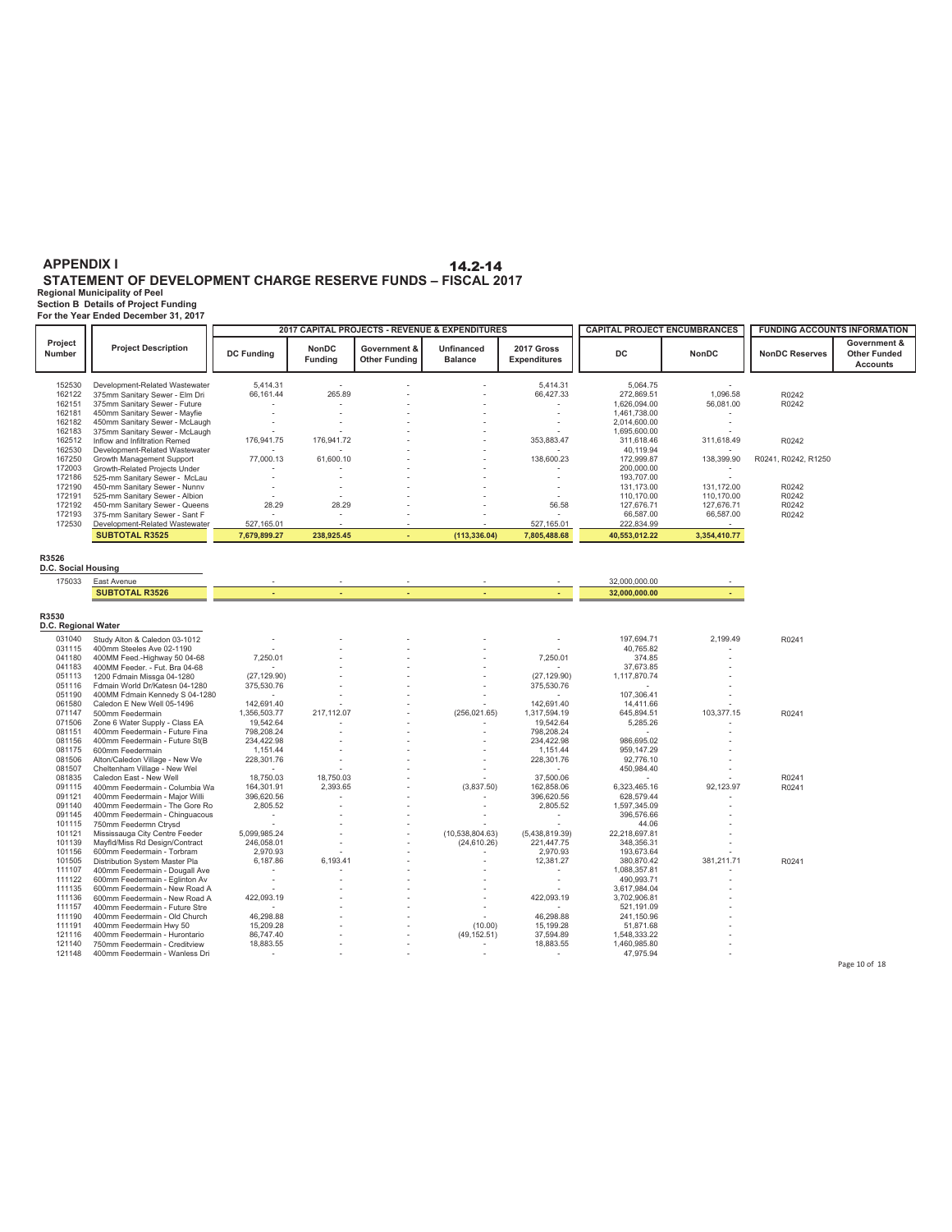**APPENDIX I** 14.2-14

# STATEMENT OF DEVELOPMENT CHARGE RESERVE FUNDS – FISCAL 2017

**Regional Municipality of Peel**
**Section B Details of Project Funding**
**For the Year Ended December 31, 2017**

| Project Number | Project Description | 2017 CAPITAL PROJECTS - REVENUE & EXPENDITURES | | | | | CAPITAL PROJECT ENCUMBRANCES | | FUNDING ACCOUNTS INFORMATION | |
|---|---|---|---|---|---|---|---|---|---|---|
| | | DC Funding | NonDC Funding | Government & Other Funding | Unfinanced Balance | 2017 Gross Expenditures | DC | NonDC | NonDC Reserves | Government & Other Funded Accounts |
| 152530 | Development-Related Wastewater | 5,414.31 | - | - | - | 5,414.31 | 5,064.75 | - | | |
| 162122 | 375mm Sanitary Sewer - Elm Dri | 66,161.44 | 265.89 | - | - | 66,427.33 | 272,869.51 | 1,096.58 | R0242 | |
| 162151 | 375mm Sanitary Sewer - Future | - | - | - | - | - | 1,626,094.00 | 56,081.00 | R0242 | |
| 162181 | 450mm Sanitary Sewer - Mayfie | - | - | - | - | - | 1,461,738.00 | - | | |
| 162182 | 450mm Sanitary Sewer - McLaugh | - | - | - | - | - | 2,014,600.00 | - | | |
| 162183 | 375mm Sanitary Sewer - McLaugh | - | - | - | - | - | 1,695,600.00 | - | | |
| 162512 | Inflow and Infiltration Remed | 176,941.75 | 176,941.72 | - | - | 353,883.47 | 311,618.46 | 311,618.49 | R0242 | |
| 162530 | Development-Related Wastewater | - | - | - | - | - | 40,119.94 | - | | |
| 167250 | Growth Management Support | 77,000.13 | 61,600.10 | - | - | 138,600.23 | 172,999.87 | 138,399.90 | R0241, R0242, R1250 | |
| 172003 | Growth-Related Projects Under | - | - | - | - | - | 200,000.00 | - | | |
| 172186 | 525-mm Sanitary Sewer - McLau | - | - | - | - | - | 193,707.00 | - | | |
| 172190 | 450-mm Sanitary Sewer - Nunnv | - | - | - | - | - | 131,173.00 | 131,172.00 | R0242 | |
| 172191 | 525-mm Sanitary Sewer - Albion | - | - | - | - | - | 110,170.00 | 110,170.00 | R0242 | |
| 172192 | 450-mm Sanitary Sewer - Queens | 28.29 | 28.29 | - | - | 56.58 | 127,676.71 | 127,676.71 | R0242 | |
| 172193 | 375-mm Sanitary Sewer - Sant F | - | - | - | - | - | 66,587.00 | 66,587.00 | R0242 | |
| 172530 | Development-Related Wastewater | 527,165.01 | - | - | - | 527,165.01 | 222,834.99 | - | | |
| | **SUBTOTAL R3525** | **7,679,899.27** | **238,925.45** | **-** | **(113,336.04)** | **7,805,488.68** | **40,553,012.22** | **3,354,410.77** | | |

**R3526**
**D.C. Social Housing**

| Project Number | Project Description | DC Funding | NonDC Funding | Government & Other Funding | Unfinanced Balance | 2017 Gross Expenditures | DC | NonDC | NonDC Reserves | Government & Other Funded Accounts |
|---|---|---|---|---|---|---|---|---|---|---|
| 175033 | East Avenue | - | - | - | - | - | 32,000,000.00 | - | | |
| | **SUBTOTAL R3526** | **-** | **-** | **-** | **-** | **-** | **32,000,000.00** | **-** | | |

**R3530**
**D.C. Regional Water**

| Project Number | Project Description | DC Funding | NonDC Funding | Government & Other Funding | Unfinanced Balance | 2017 Gross Expenditures | DC | NonDC | NonDC Reserves | Government & Other Funded Accounts |
|---|---|---|---|---|---|---|---|---|---|---|
| 031040 | Study Alton & Caledon 03-1012 | - | - | - | - | - | 197,694.71 | 2,199.49 | R0241 | |
| 031115 | 400mm Steeles Ave 02-1190 | - | - | - | - | - | 40,765.82 | - | | |
| 041180 | 400MM Feed.-Highway 50 04-68 | 7,250.01 | - | - | - | 7,250.01 | 374.85 | - | | |
| 041183 | 400MM Feeder. - Fut. Bra 04-68 | - | - | - | - | - | 37,673.85 | - | | |
| 051113 | 1200 Fdmain Missga 04-1280 | (27,129.90) | - | - | - | (27,129.90) | 1,117,870.74 | - | | |
| 051116 | Fdmain World Dr/Katesn 04-1280 | 375,530.76 | - | - | - | 375,530.76 | - | - | | |
| 051190 | 400MM Fdmain Kennedy S 04-1280 | - | - | - | - | - | 107,306.41 | - | | |
| 061580 | Caledon E New Well 05-1496 | 142,691.40 | - | - | - | 142,691.40 | 14,411.66 | - | | |
| 071147 | 500mm Feedermain | 1,356,503.77 | 217,112.07 | - | (256,021.65) | 1,317,594.19 | 645,894.51 | 103,377.15 | R0241 | |
| 071506 | Zone 6 Water Supply - Class EA | 19,542.64 | - | - | - | 19,542.64 | 5,285.26 | - | | |
| 081151 | 400mm Feedermain - Future Fina | 798,208.24 | - | - | - | 798,208.24 | - | - | | |
| 081156 | 400mm Feedermain - Future St(B | 234,422.98 | - | - | - | 234,422.98 | 986,695.02 | - | | |
| 081175 | 600mm Feedermain | 1,151.44 | - | - | - | 1,151.44 | 959,147.29 | - | | |
| 081506 | Alton/Caledon Village - New We | 228,301.76 | - | - | - | 228,301.76 | 92,776.10 | - | | |
| 081507 | Cheltenham Village - New Wel | - | - | - | - | - | 450,984.40 | - | | |
| 081835 | Caledon East - New Well | 18,750.03 | 18,750.03 | - | - | 37,500.06 | - | - | R0241 | |
| 091115 | 400mm Feedermain - Columbia Wa | 164,301.91 | 2,393.65 | - | (3,837.50) | 162,858.06 | 6,323,465.16 | 92,123.97 | R0241 | |
| 091121 | 400mm Feedermain - Major Willi | 396,620.56 | - | - | - | 396,620.56 | 628,579.44 | - | | |
| 091140 | 400mm Feedermain - The Gore Ro | 2,805.52 | - | - | - | 2,805.52 | 1,597,345.09 | - | | |
| 091145 | 400mm Feedermain - Chinguacous | - | - | - | - | - | 396,576.66 | - | | |
| 101115 | 750mm Feedermn Ctrysd | - | - | - | - | - | 44.06 | - | | |
| 101121 | Mississauga City Centre Feeder | 5,099,985.24 | - | - | (10,538,804.63) | (5,438,819.39) | 22,218,697.81 | - | | |
| 101139 | Mayfld/Miss Rd Design/Contract | 246,058.01 | - | - | (24,610.26) | 221,447.75 | 348,356.31 | - | | |
| 101156 | 600mm Feedermain - Torbram | 2,970.93 | - | - | - | 2,970.93 | 193,673.64 | - | | |
| 101505 | Distribution System Master Pla | 6,187.86 | 6,193.41 | - | - | 12,381.27 | 380,870.42 | 381,211.71 | R0241 | |
| 111107 | 400mm Feedermain - Dougall Ave | - | - | - | - | - | 1,088,357.81 | - | | |
| 111122 | 600mm Feedermain - Eglinton Av | - | - | - | - | - | 490,993.71 | - | | |
| 111135 | 600mm Feedermain - New Road A | - | - | - | - | - | 3,617,984.04 | - | | |
| 111136 | 600mm Feedermain - New Road A | 422,093.19 | - | - | - | 422,093.19 | 3,702,906.81 | - | | |
| 111157 | 400mm Feedermain - Future Stre | - | - | - | - | - | 521,191.09 | - | | |
| 111190 | 400mm Feedermain - Old Church | 46,298.88 | - | - | - | 46,298.88 | 241,150.96 | - | | |
| 111191 | 400mm Feedermain Hwy 50 | 15,209.28 | - | - | (10.00) | 15,199.28 | 51,871.68 | - | | |
| 121116 | 400mm Feedermain - Hurontario | 86,747.40 | - | - | (49,152.51) | 37,594.89 | 1,548,333.22 | - | | |
| 121140 | 750mm Feedermain - Creditview | 18,883.55 | - | - | - | 18,883.55 | 1,460,985.80 | - | | |
| 121148 | 400mm Feedermain - Wanless Dri | - | - | - | - | - | 47,975.94 | - | | |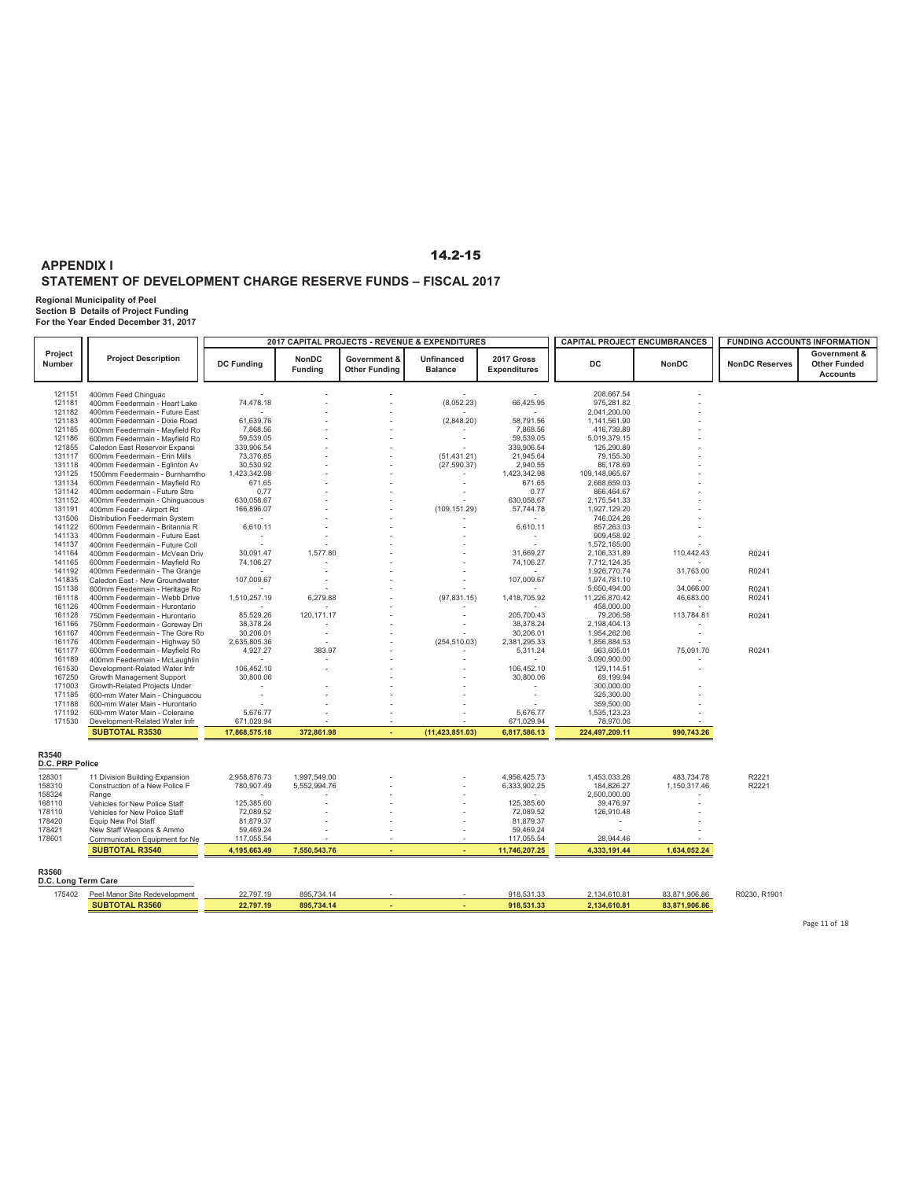14.2-15

# APPENDIX I

## STATEMENT OF DEVELOPMENT CHARGE RESERVE FUNDS – FISCAL 2017

**Regional Municipality of Peel**
**Section B Details of Project Funding**
**For the Year Ended December 31, 2017**

| Project Number | Project Description | 2017 CAPITAL PROJECTS - REVENUE & EXPENDITURES | | | | | CAPITAL PROJECT ENCUMBRANCES | | FUNDING ACCOUNTS INFORMATION | |
|---|---|---|---|---|---|---|---|---|---|---|
| | | DC Funding | NonDC Funding | Government & Other Funding | Unfinanced Balance | 2017 Gross Expenditures | DC | NonDC | NonDC Reserves | Government & Other Funded Accounts |
| 121151 | 400mm Feed Chinguac | - | - | - | - | - | 208,667.54 | - | | |
| 121181 | 400mm Feedermain - Heart Lake | 74,478.18 | - | - | (8,052.23) | 66,425.95 | 975,281.82 | - | | |
| 121182 | 400mm Feedermain - Future East | - | - | - | - | - | 2,041,200.00 | - | | |
| 121183 | 400mm Feedermain - Dixie Road | 61,639.76 | - | - | (2,848.20) | 58,791.56 | 1,141,561.90 | - | | |
| 121185 | 600mm Feedermain - Mayfield Ro | 7,868.56 | - | - | - | 7,868.56 | 416,739.89 | - | | |
| 121186 | 600mm Feedermain - Mayfield Ro | 59,539.05 | - | - | - | 59,539.05 | 5,019,379.15 | - | | |
| 121855 | Caledon East Reservoir Expansi | 339,906.54 | - | - | - | 339,906.54 | 125,290.89 | - | | |
| 131117 | 600mm Feedermain - Erin Mills | 73,376.85 | - | - | (51,431.21) | 21,945.64 | 79,155.30 | - | | |
| 131118 | 400mm Feedermain - Eglinton Av | 30,530.92 | - | - | (27,590.37) | 2,940.55 | 86,178.69 | - | | |
| 131125 | 1500mm Feedermain - Burnhamtho | 1,423,342.98 | - | - | - | 1,423,342.98 | 109,148,965.67 | - | | |
| 131134 | 600mm Feedermain - Mayfield Ro | 671.65 | - | - | - | 671.65 | 2,688,659.03 | - | | |
| 131142 | 400mm eedermain - Future Stre | 0.77 | - | - | - | 0.77 | 866,464.67 | - | | |
| 131152 | 400mm Feedermain - Chinguacous | 630,058.67 | - | - | - | 630,058.67 | 2,175,541.33 | - | | |
| 131191 | 400mm Feeder - Airport Rd | 166,896.07 | - | - | (109,151.29) | 57,744.78 | 1,927,129.20 | - | | |
| 131506 | Distribution Feedermain System | - | - | - | - | - | 746,024.26 | - | | |
| 141122 | 600mm Feedermain - Britannia R | 6,610.11 | - | - | - | 6,610.11 | 857,263.03 | - | | |
| 141133 | 400mm Feedermain - Future East | - | - | - | - | - | 909,458.92 | - | | |
| 141137 | 400mm Feedermain - Future Coll | - | - | - | - | - | 1,572,165.00 | - | | |
| 141164 | 400mm Feedermain - McVean Driv | 30,091.47 | 1,577.80 | - | - | 31,669.27 | 2,106,331.89 | 110,442.43 | R0241 | |
| 141165 | 600mm Feedermain - Mayfield Ro | 74,106.27 | - | - | - | 74,106.27 | 7,712,124.35 | - | | |
| 141192 | 400mm Feedermain - The Grange | - | - | - | - | - | 1,926,770.74 | 31,763.00 | R0241 | |
| 141835 | Caledon East - New Groundwater | 107,009.67 | - | - | - | 107,009.67 | 1,974,781.10 | - | | |
| 151138 | 600mm Feedermain - Heritage Ro | - | - | - | - | - | 5,650,494.00 | 34,066.00 | R0241 | |
| 161118 | 400mm Feedermain - Webb Drive | 1,510,257.19 | 6,279.88 | - | (97,831.15) | 1,418,705.92 | 11,226,870.42 | 46,683.00 | R0241 | |
| 161126 | 400mm Feedermain - Hurontario | - | - | - | - | - | 458,000.00 | - | | |
| 161128 | 750mm Feedermain - Hurontario | 85,529.26 | 120,171.17 | - | - | 205,700.43 | 79,206.58 | 113,784.81 | R0241 | |
| 161166 | 750mm Feedermain - Goreway Dri | 38,378.24 | - | - | - | 38,378.24 | 2,198,404.13 | - | | |
| 161167 | 400mm Feedermain - The Gore Ro | 30,206.01 | - | - | - | 30,206.01 | 1,954,262.06 | - | | |
| 161176 | 400mm Feedermain - Highway 50 | 2,635,805.36 | - | - | (254,510.03) | 2,381,295.33 | 1,856,884.53 | - | | |
| 161177 | 600mm Feedermain - Mayfield Ro | 4,927.27 | 383.97 | - | - | 5,311.24 | 963,605.01 | 75,091.70 | R0241 | |
| 161189 | 400mm Feedermain - McLaughlin | - | - | - | - | - | 3,090,900.00 | - | | |
| 161530 | Development-Related Water Infr | 106,452.10 | - | - | - | 106,452.10 | 129,114.51 | - | | |
| 167250 | Growth Management Support | 30,800.06 | | - | - | 30,800.06 | 69,199.94 | | | |
| 171003 | Growth-Related Projects Under | - | - | - | - | - | 300,000.00 | - | | |
| 171185 | 600-mm Water Main - Chinguacou | - | - | - | - | - | 325,300.00 | - | | |
| 171188 | 600-mm Water Main - Hurontario | - | - | - | - | - | 359,500.00 | - | | |
| 171192 | 600-mm Water Main - Coleraine | 5,676.77 | - | - | - | 5,676.77 | 1,535,123.23 | - | | |
| 171530 | Development-Related Water Infr | 671,029.94 | - | - | - | 671,029.94 | 78,970.06 | - | | |
| | **SUBTOTAL R3530** | **17,868,575.18** | **372,861.98** | **-** | **(11,423,851.03)** | **6,817,586.13** | **224,497,209.11** | **990,743.26** | | |
| **R3540** | **D.C. PRP Police** | | | | | | | | | |
| 128301 | 11 Division Building Expansion | 2,958,876.73 | 1,997,549.00 | - | - | 4,956,425.73 | 1,453,033.26 | 483,734.78 | R2221 | |
| 158310 | Construction of a New Police F | 780,907.49 | 5,552,994.76 | - | - | 6,333,902.25 | 184,826.27 | 1,150,317.46 | R2221 | |
| 158324 | Range | - | - | - | - | - | 2,500,000.00 | - | | |
| 168110 | Vehicles for New Police Staff | 125,385.60 | - | - | - | 125,385.60 | 39,476.97 | - | | |
| 178110 | Vehicles for New Police Staff | 72,089.52 | - | - | - | 72,089.52 | 126,910.48 | - | | |
| 178420 | Equip New Pol Staff | 81,879.37 | - | - | - | 81,879.37 | - | - | | |
| 178421 | New Staff Weapons & Ammo | 59,469.24 | - | - | - | 59,469.24 | - | - | | |
| 178601 | Communication Equipment for Ne | 117,055.54 | - | - | - | 117,055.54 | 28,944.46 | - | | |
| | **SUBTOTAL R3540** | **4,195,663.49** | **7,550,543.76** | **-** | **-** | **11,746,207.25** | **4,333,191.44** | **1,634,052.24** | | |
| **R3560** | **D.C. Long Term Care** | | | | | | | | | |
| 175402 | Peel Manor Site Redevelopment | 22,797.19 | 895,734.14 | - | - | 918,531.33 | 2,134,610.81 | 83,871,906.86 | R0230, R1901 | |
| | **SUBTOTAL R3560** | **22,797.19** | **895,734.14** | **-** | **-** | **918,531.33** | **2,134,610.81** | **83,871,906.86** | | |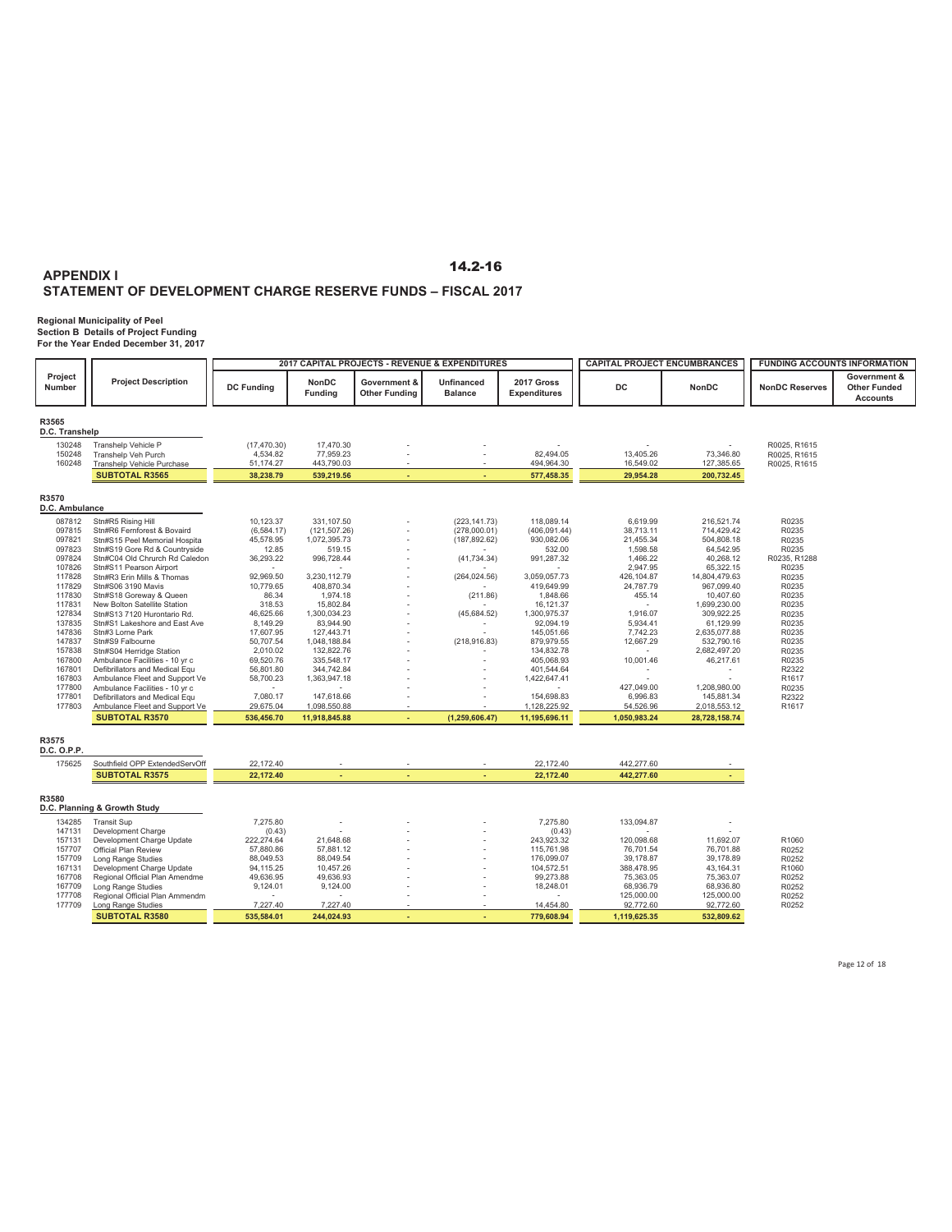# APPENDIX I

## STATEMENT OF DEVELOPMENT CHARGE RESERVE FUNDS – FISCAL 2017

**Regional Municipality of Peel**
**Section B Details of Project Funding**
**For the Year Ended December 31, 2017**

| Project Number | Project Description | 2017 CAPITAL PROJECTS - REVENUE & EXPENDITURES | | | | | CAPITAL PROJECT ENCUMBRANCES | | FUNDING ACCOUNTS INFORMATION | |
|---|---|---|---|---|---|---|---|---|---|---|
| | | DC Funding | NonDC Funding | Government & Other Funding | Unfinanced Balance | 2017 Gross Expenditures | DC | NonDC | NonDC Reserves | Government & Other Funded Accounts |
| **R3565 D.C. Transhelp** | | | | | | | | | | |
| 130248 | Transhelp Vehicle P | (17,470.30) | 17,470.30 | - | - | - | - | - | R0025, R1615 | |
| 150248 | Transhelp Veh Purch | 4,534.82 | 77,959.23 | - | - | 82,494.05 | 13,405.26 | 73,346.80 | R0025, R1615 | |
| 160248 | Transhelp Vehicle Purchase | 51,174.27 | 443,790.03 | - | - | 494,964.30 | 16,549.02 | 127,385.65 | R0025, R1615 | |
| | **SUBTOTAL R3565** | **38,238.79** | **539,219.56** | **-** | **-** | **577,458.35** | **29,954.28** | **200,732.45** | | |
| **R3570 D.C. Ambulance** | | | | | | | | | | |
| 087812 | Stn#R5 Rising Hill | 10,123.37 | 331,107.50 | - | (223,141.73) | 118,089.14 | 6,619.99 | 216,521.74 | R0235 | |
| 097815 | Stn#R6 Fernforest & Bovaird | (6,584.17) | (121,507.26) | - | (278,000.01) | (406,091.44) | 38,713.11 | 714,429.42 | R0235 | |
| 097821 | Stn#S15 Peel Memorial Hospita | 45,578.95 | 1,072,395.73 | - | (187,892.62) | 930,082.06 | 21,455.34 | 504,808.18 | R0235 | |
| 097823 | Stn#S19 Gore Rd & Countryside | 12.85 | 519.15 | - | - | 532.00 | 1,598.58 | 64,542.95 | R0235 | |
| 097824 | Stn#C04 Old Chrurch Rd Caledon | 36,293.22 | 996,728.44 | - | (41,734.34) | 991,287.32 | 1,466.22 | 40,268.12 | R0235, R1288 | |
| 107826 | Stn#S11 Pearson Airport | - | - | - | - | - | 2,947.95 | 65,322.15 | R0235 | |
| 117828 | Stn#R3 Erin Mills & Thomas | 92,969.50 | 3,230,112.79 | - | (264,024.56) | 3,059,057.73 | 426,104.87 | 14,804,479.63 | R0235 | |
| 117829 | Stn#S06 3190 Mavis | 10,779.65 | 408,870.34 | - | - | 419,649.99 | 24,787.79 | 967,099.40 | R0235 | |
| 117830 | Stn#S18 Goreway & Queen | 86.34 | 1,974.18 | - | (211.86) | 1,848.66 | 455.14 | 10,407.60 | R0235 | |
| 117831 | New Bolton Satellite Station | 318.53 | 15,802.84 | - | - | 16,121.37 | - | 1,699,230.00 | R0235 | |
| 127834 | Stn#S13 7120 Hurontario Rd. | 46,625.66 | 1,300,034.23 | - | (45,684.52) | 1,300,975.37 | 1,916.07 | 309,922.25 | R0235 | |
| 137835 | Stn#S1 Lakeshore and East Ave | 8,149.29 | 83,944.90 | - | - | 92,094.19 | 5,934.41 | 61,129.99 | R0235 | |
| 147836 | Stn#3 Lorne Park | 17,607.95 | 127,443.71 | - | - | 145,051.66 | 7,742.23 | 2,635,077.88 | R0235 | |
| 147837 | Stn#S9 Falbourne | 50,707.54 | 1,048,188.84 | - | (218,916.83) | 879,979.55 | 12,667.29 | 532,790.16 | R0235 | |
| 157838 | Stn#S04 Herridge Station | 2,010.02 | 132,822.76 | - | - | 134,832.78 | - | 2,682,497.20 | R0235 | |
| 167800 | Ambulance Facilities - 10 yr c | 69,520.76 | 335,548.17 | - | - | 405,068.93 | 10,001.46 | 46,217.61 | R0235 | |
| 167801 | Defibrillators and Medical Equ | 56,801.80 | 344,742.84 | - | - | 401,544.64 | - | - | R2322 | |
| 167803 | Ambulance Fleet and Support Ve | 58,700.23 | 1,363,947.18 | - | - | 1,422,647.41 | - | - | R1617 | |
| 177800 | Ambulance Facilities - 10 yr c | - | - | - | - | - | 427,049.00 | 1,208,980.00 | R0235 | |
| 177801 | Defibrillators and Medical Equ | 7,080.17 | 147,618.66 | - | - | 154,698.83 | 6,996.83 | 145,881.34 | R2322 | |
| 177803 | Ambulance Fleet and Support Ve | 29,675.04 | 1,098,550.88 | - | - | 1,128,225.92 | 54,526.96 | 2,018,553.12 | R1617 | |
| | **SUBTOTAL R3570** | **536,456.70** | **11,918,845.88** | **-** | **(1,259,606.47)** | **11,195,696.11** | **1,050,983.24** | **28,728,158.74** | | |
| **R3575 D.C. O.P.P.** | | | | | | | | | | |
| 175625 | Southfield OPP ExtendedServOff | 22,172.40 | - | - | - | 22,172.40 | 442,277.60 | - | | |
| | **SUBTOTAL R3575** | **22,172.40** | **-** | **-** | **-** | **22,172.40** | **442,277.60** | **-** | | |
| **R3580 D.C. Planning & Growth Study** | | | | | | | | | | |
| 134285 | Transit Sup | 7,275.80 | - | - | - | 7,275.80 | 133,094.87 | - | | |
| 147131 | Development Charge | (0.43) | - | - | - | (0.43) | - | - | | |
| 157131 | Development Charge Update | 222,274.64 | 21,648.68 | - | - | 243,923.32 | 120,098.68 | 11,692.07 | R1060 | |
| 157707 | Official Plan Review | 57,880.86 | 57,881.12 | - | - | 115,761.98 | 76,701.54 | 76,701.88 | R0252 | |
| 157709 | Long Range Studies | 88,049.53 | 88,049.54 | - | - | 176,099.07 | 39,178.87 | 39,178.89 | R0252 | |
| 167131 | Development Charge Update | 94,115.25 | 10,457.26 | - | - | 104,572.51 | 388,478.95 | 43,164.31 | R1060 | |
| 167708 | Regional Official Plan Amendme | 49,636.95 | 49,636.93 | - | - | 99,273.88 | 75,363.05 | 75,363.07 | R0252 | |
| 167709 | Long Range Studies | 9,124.01 | 9,124.00 | - | - | 18,248.01 | 68,936.79 | 68,936.80 | R0252 | |
| 177708 | Regional Official Plan Ammendm | - | - | - | - | - | 125,000.00 | 125,000.00 | R0252 | |
| 177709 | Long Range Studies | 7,227.40 | 7,227.40 | - | - | 14,454.80 | 92,772.60 | 92,772.60 | R0252 | |
| | **SUBTOTAL R3580** | **535,584.01** | **244,024.93** | **-** | **-** | **779,608.94** | **1,119,625.35** | **532,809.62** | | |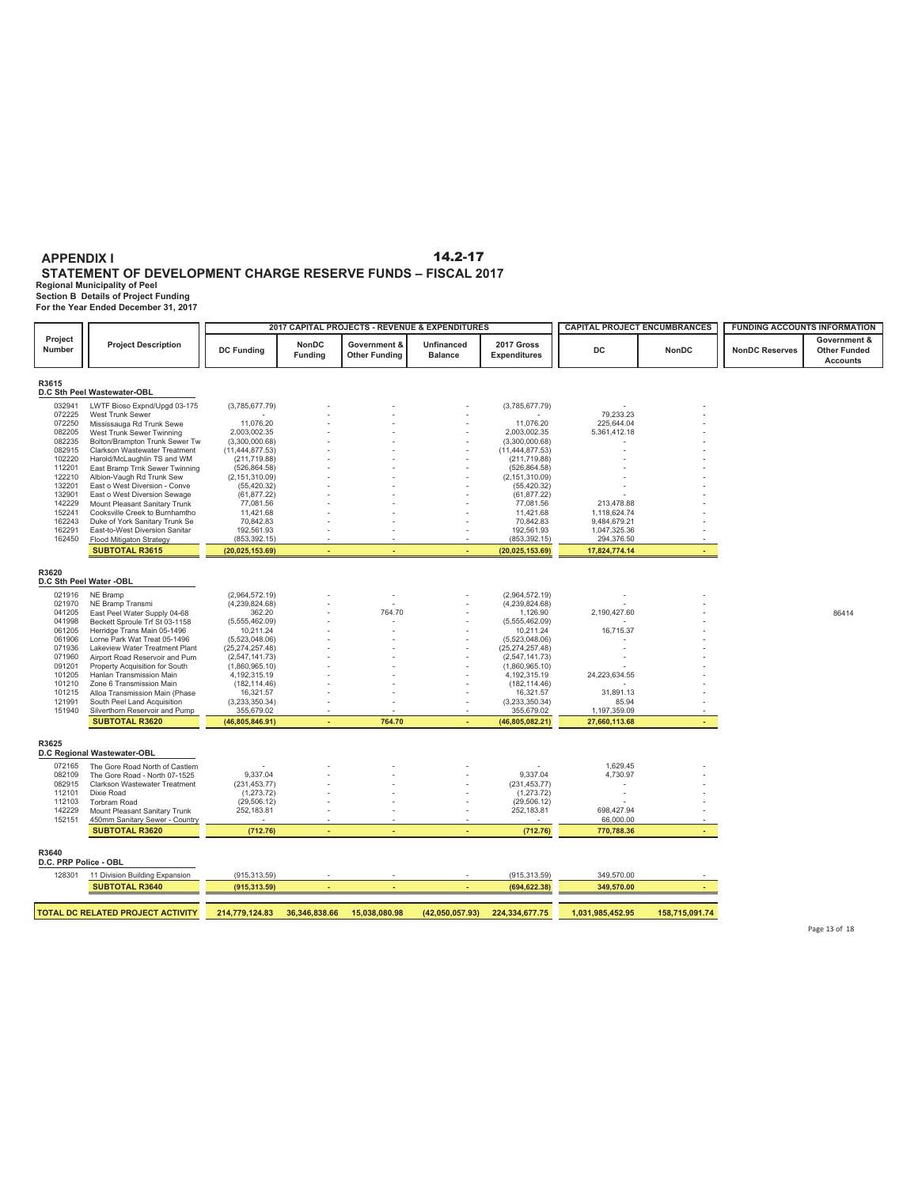# APPENDIX I

14.2-17

## STATEMENT OF DEVELOPMENT CHARGE RESERVE FUNDS – FISCAL 2017

**Regional Municipality of Peel**
**Section B Details of Project Funding**
**For the Year Ended December 31, 2017**

| Project Number | Project Description | 2017 CAPITAL PROJECTS - REVENUE & EXPENDITURES | | | | | CAPITAL PROJECT ENCUMBRANCES | | FUNDING ACCOUNTS INFORMATION | |
|---|---|---|---|---|---|---|---|---|---|---|
| | | DC Funding | NonDC Funding | Government & Other Funding | Unfinanced Balance | 2017 Gross Expenditures | DC | NonDC | NonDC Reserves | Government & Other Funded Accounts |
| **R3615** | **D.C Sth Peel Wastewater-OBL** | | | | | | | | | |
| 032941 | LWTF Bioso Expnd/Upgd 03-175 | (3,785,677.79) | - | - | - | (3,785,677.79) | - | - | | |
| 072225 | West Trunk Sewer | - | - | - | - | - | 79,233.23 | - | | |
| 072250 | Mississauga Rd Trunk Sewe | 11,076.20 | - | - | - | 11,076.20 | 225,644.04 | - | | |
| 082205 | West Trunk Sewer Twinning | 2,003,002.35 | - | - | - | 2,003,002.35 | 5,361,412.18 | - | | |
| 082235 | Bolton/Brampton Trunk Sewer Tw | (3,300,000.68) | - | - | - | (3,300,000.68) | - | - | | |
| 082915 | Clarkson Wastewater Treatment | (11,444,877.53) | - | - | - | (11,444,877.53) | - | - | | |
| 102220 | Harold/McLaughlin TS and WM | (211,719.88) | - | - | - | (211,719.88) | - | - | | |
| 112201 | East Bramp Trnk Sewer Twinning | (526,864.58) | - | - | - | (526,864.58) | - | - | | |
| 122210 | Albion-Vaugh Rd Trunk Sew | (2,151,310.09) | - | - | - | (2,151,310.09) | - | - | | |
| 132201 | East o West Diversion - Conve | (55,420.32) | - | - | - | (55,420.32) | - | - | | |
| 132901 | East o West Diversion Sewage | (61,877.22) | - | - | - | (61,877.22) | - | - | | |
| 142229 | Mount Pleasant Sanitary Trunk | 77,081.56 | - | - | - | 77,081.56 | 213,478.88 | - | | |
| 152241 | Cooksville Creek to Burnhamtho | 11,421.68 | - | - | - | 11,421.68 | 1,118,624.74 | - | | |
| 162243 | Duke of York Sanitary Trunk Se | 70,842.83 | - | - | - | 70,842.83 | 9,484,679.21 | - | | |
| 162291 | East-to-West Diversion Sanitar | 192,561.93 | - | - | - | 192,561.93 | 1,047,325.36 | - | | |
| 162450 | Flood Mitigaton Strategy | (853,392.15) | - | - | - | (853,392.15) | 294,376.50 | - | | |
| | **SUBTOTAL R3615** | **(20,025,153.69)** | **-** | **-** | **-** | **(20,025,153.69)** | **17,824,774.14** | **-** | | |
| **R3620** | **D.C Sth Peel Water -OBL** | | | | | | | | | |
| 021916 | NE Bramp | (2,964,572.19) | - | - | - | (2,964,572.19) | - | - | | |
| 021970 | NE Bramp Transmi | (4,239,824.68) | - | - | - | (4,239,824.68) | - | - | | |
| 041205 | East Peel Water Supply 04-68 | 362.20 | - | 764.70 | - | 1,126.90 | 2,190,427.60 | - | | 86414 |
| 041998 | Beckett Sproule Trf St 03-1158 | (5,555,462.09) | - | - | - | (5,555,462.09) | - | - | | |
| 061205 | Herridge Trans Main 05-1496 | 10,211.24 | - | - | - | 10,211.24 | 16,715.37 | - | | |
| 061906 | Lorne Park Wat Treat 05-1496 | (5,523,048.06) | - | - | - | (5,523,048.06) | - | - | | |
| 071936 | Lakeview Water Treatment Plant | (25,274,257.48) | - | - | - | (25,274,257.48) | - | - | | |
| 071960 | Airport Road Reservoir and Pum | (2,547,141.73) | - | - | - | (2,547,141.73) | - | - | | |
| 091201 | Property Acquisition for South | (1,860,965.10) | - | - | - | (1,860,965.10) | - | - | | |
| 101205 | Hanlan Transmission Main | 4,192,315.19 | - | - | - | 4,192,315.19 | 24,223,634.55 | - | | |
| 101210 | Zone 6 Transmission Main | (182,114.46) | - | - | - | (182,114.46) | - | - | | |
| 101215 | Alloa Transmission Main (Phase | 16,321.57 | - | - | - | 16,321.57 | 31,891.13 | - | | |
| 121991 | South Peel Land Acquisition | (3,233,350.34) | - | - | - | (3,233,350.34) | 85.94 | - | | |
| 151940 | Silverthorn Reservoir and Pump | 355,679.02 | - | - | - | 355,679.02 | 1,197,359.09 | - | | |
| | **SUBTOTAL R3620** | **(46,805,846.91)** | **-** | **764.70** | **-** | **(46,805,082.21)** | **27,660,113.68** | **-** | | |
| **R3625** | **D.C Regional Wastewater-OBL** | | | | | | | | | |
| 072165 | The Gore Road North of Castlem | - | - | - | - | - | 1,629.45 | - | | |
| 082109 | The Gore Road - North 07-1525 | 9,337.04 | - | - | - | 9,337.04 | 4,730.97 | - | | |
| 082915 | Clarkson Wastewater Treatment | (231,453.77) | - | - | - | (231,453.77) | - | - | | |
| 112101 | Dixie Road | (1,273.72) | - | - | - | (1,273.72) | - | - | | |
| 112103 | Torbram Road | (29,506.12) | - | - | - | (29,506.12) | - | - | | |
| 142229 | Mount Pleasant Sanitary Trunk | 252,183.81 | - | - | - | 252,183.81 | 698,427.94 | - | | |
| 152151 | 450mm Sanitary Sewer - Country | - | - | - | - | - | 66,000.00 | - | | |
| | **SUBTOTAL R3620** | **(712.76)** | **-** | **-** | **-** | **(712.76)** | **770,788.36** | **-** | | |
| **R3640** | **D.C. PRP Police - OBL** | | | | | | | | | |
| 128301 | 11 Division Building Expansion | (915,313.59) | - | - | - | (915,313.59) | 349,570.00 | - | | |
| | **SUBTOTAL R3640** | **(915,313.59)** | **-** | **-** | **-** | **(694,622.38)** | **349,570.00** | **-** | | |
| | **TOTAL DC RELATED PROJECT ACTIVITY** | **214,779,124.83** | **36,346,838.66** | **15,038,080.98** | **(42,050,057.93)** | **224,334,677.75** | **1,031,985,452.95** | **158,715,091.74** | | |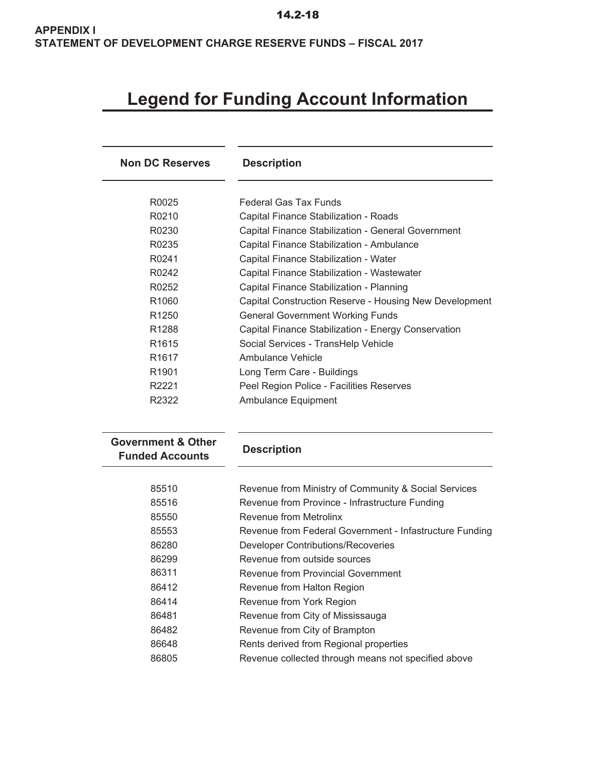**APPENDIX I**
**STATEMENT OF DEVELOPMENT CHARGE RESERVE FUNDS – FISCAL 2017**

# Legend for Funding Account Information

| Non DC Reserves | Description |
|---|---|
| R0025 | Federal Gas Tax Funds |
| R0210 | Capital Finance Stabilization - Roads |
| R0230 | Capital Finance Stabilization - General Government |
| R0235 | Capital Finance Stabilization - Ambulance |
| R0241 | Capital Finance Stabilization - Water |
| R0242 | Capital Finance Stabilization - Wastewater |
| R0252 | Capital Finance Stabilization - Planning |
| R1060 | Capital Construction Reserve - Housing New Development |
| R1250 | General Government Working Funds |
| R1288 | Capital Finance Stabilization - Energy Conservation |
| R1615 | Social Services - TransHelp Vehicle |
| R1617 | Ambulance Vehicle |
| R1901 | Long Term Care - Buildings |
| R2221 | Peel Region Police - Facilities Reserves |
| R2322 | Ambulance Equipment |

| Government & Other Funded Accounts | Description |
|---|---|
| 85510 | Revenue from Ministry of Community & Social Services |
| 85516 | Revenue from Province - Infrastructure Funding |
| 85550 | Revenue from Metrolinx |
| 85553 | Revenue from Federal Government - Infastructure Funding |
| 86280 | Developer Contributions/Recoveries |
| 86299 | Revenue from outside sources |
| 86311 | Revenue from Provincial Government |
| 86412 | Revenue from Halton Region |
| 86414 | Revenue from York Region |
| 86481 | Revenue from City of Mississauga |
| 86482 | Revenue from City of Brampton |
| 86648 | Rents derived from Regional properties |
| 86805 | Revenue collected through means not specified above |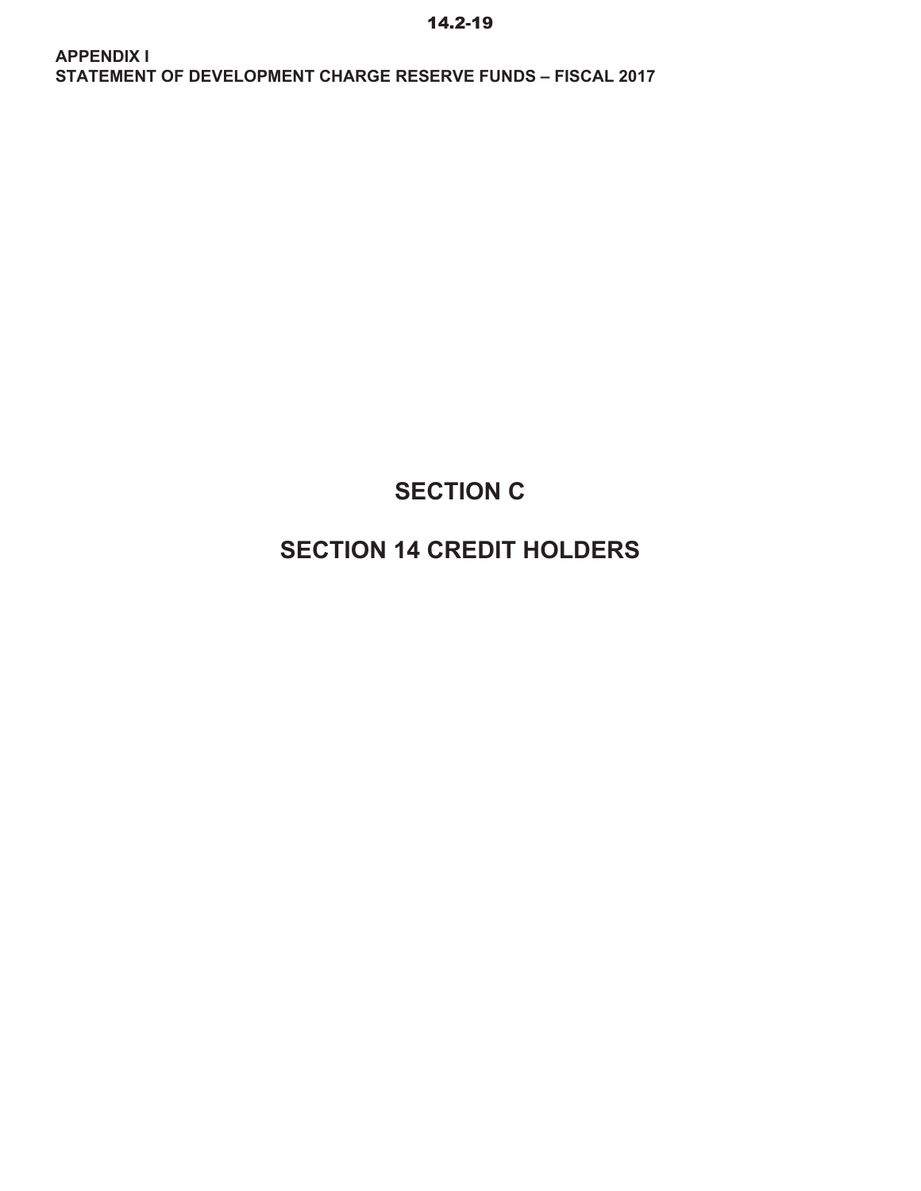**APPENDIX I**
**STATEMENT OF DEVELOPMENT CHARGE RESERVE FUNDS – FISCAL 2017**

# SECTION C

# SECTION 14 CREDIT HOLDERS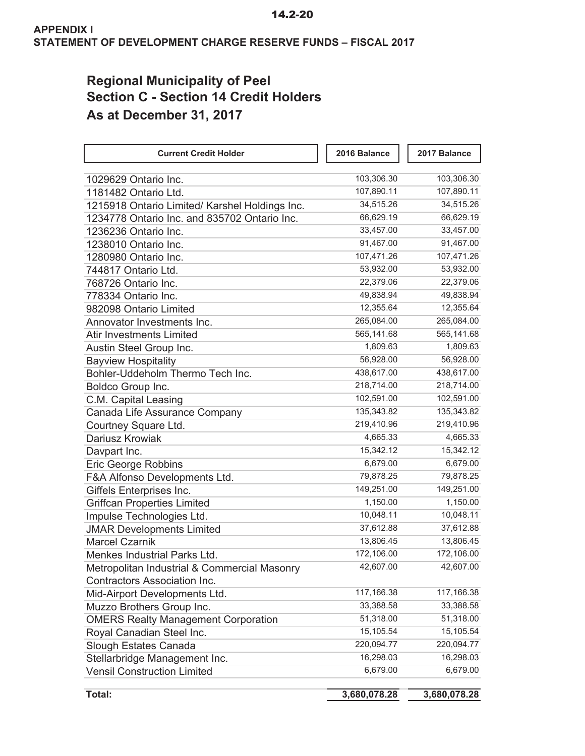**APPENDIX I**
**STATEMENT OF DEVELOPMENT CHARGE RESERVE FUNDS – FISCAL 2017**

## Regional Municipality of Peel
## Section C - Section 14 Credit Holders
## As at December 31, 2017

| Current Credit Holder | 2016 Balance | 2017 Balance |
|---|---|---|
| 1029629 Ontario Inc. | 103,306.30 | 103,306.30 |
| 1181482 Ontario Ltd. | 107,890.11 | 107,890.11 |
| 1215918 Ontario Limited/ Karshel Holdings Inc. | 34,515.26 | 34,515.26 |
| 1234778 Ontario Inc. and 835702 Ontario Inc. | 66,629.19 | 66,629.19 |
| 1236236 Ontario Inc. | 33,457.00 | 33,457.00 |
| 1238010 Ontario Inc. | 91,467.00 | 91,467.00 |
| 1280980 Ontario Inc. | 107,471.26 | 107,471.26 |
| 744817 Ontario Ltd. | 53,932.00 | 53,932.00 |
| 768726 Ontario Inc. | 22,379.06 | 22,379.06 |
| 778334 Ontario Inc. | 49,838.94 | 49,838.94 |
| 982098 Ontario Limited | 12,355.64 | 12,355.64 |
| Annovator Investments Inc. | 265,084.00 | 265,084.00 |
| Atir Investments Limited | 565,141.68 | 565,141.68 |
| Austin Steel Group Inc. | 1,809.63 | 1,809.63 |
| Bayview Hospitality | 56,928.00 | 56,928.00 |
| Bohler-Uddeholm Thermo Tech Inc. | 438,617.00 | 438,617.00 |
| Boldco Group Inc. | 218,714.00 | 218,714.00 |
| C.M. Capital Leasing | 102,591.00 | 102,591.00 |
| Canada Life Assurance Company | 135,343.82 | 135,343.82 |
| Courtney Square Ltd. | 219,410.96 | 219,410.96 |
| Dariusz Krowiak | 4,665.33 | 4,665.33 |
| Davpart Inc. | 15,342.12 | 15,342.12 |
| Eric George Robbins | 6,679.00 | 6,679.00 |
| F&A Alfonso Developments Ltd. | 79,878.25 | 79,878.25 |
| Giffels Enterprises Inc. | 149,251.00 | 149,251.00 |
| Griffcan Properties Limited | 1,150.00 | 1,150.00 |
| Impulse Technologies Ltd. | 10,048.11 | 10,048.11 |
| JMAR Developments Limited | 37,612.88 | 37,612.88 |
| Marcel Czarnik | 13,806.45 | 13,806.45 |
| Menkes Industrial Parks Ltd. | 172,106.00 | 172,106.00 |
| Metropolitan Industrial & Commercial Masonry Contractors Association Inc. | 42,607.00 | 42,607.00 |
| Mid-Airport Developments Ltd. | 117,166.38 | 117,166.38 |
| Muzzo Brothers Group Inc. | 33,388.58 | 33,388.58 |
| OMERS Realty Management Corporation | 51,318.00 | 51,318.00 |
| Royal Canadian Steel Inc. | 15,105.54 | 15,105.54 |
| Slough Estates Canada | 220,094.77 | 220,094.77 |
| Stellarbridge Management Inc. | 16,298.03 | 16,298.03 |
| Vensil Construction Limited | 6,679.00 | 6,679.00 |
| **Total:** | **3,680,078.28** | **3,680,078.28** |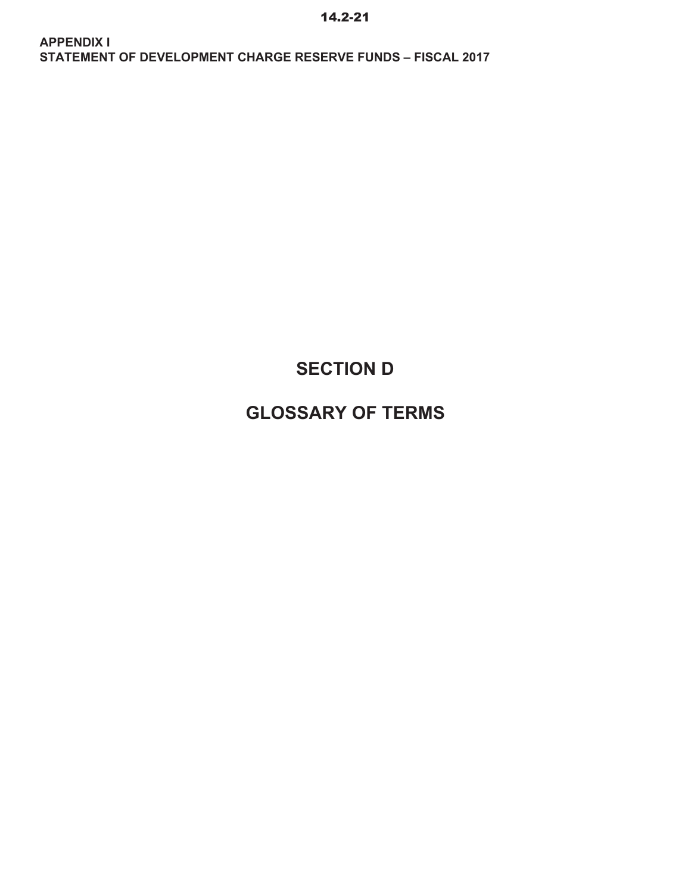# SECTION D

# GLOSSARY OF TERMS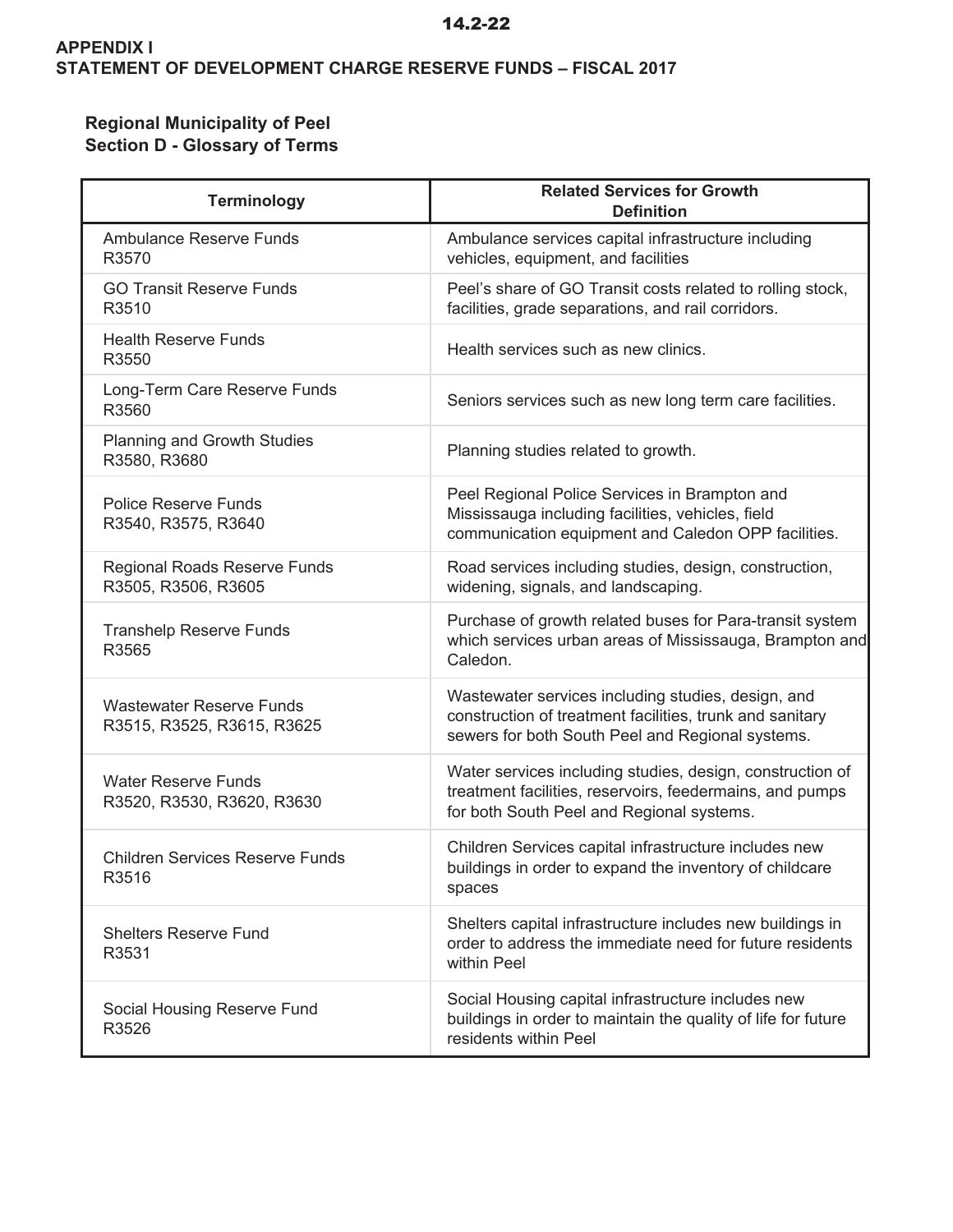**APPENDIX I**
**STATEMENT OF DEVELOPMENT CHARGE RESERVE FUNDS – FISCAL 2017**

## Regional Municipality of Peel
## Section D - Glossary of Terms

| Terminology | Related Services for Growth Definition |
|---|---|
| Ambulance Reserve Funds R3570 | Ambulance services capital infrastructure including vehicles, equipment, and facilities |
| GO Transit Reserve Funds R3510 | Peel's share of GO Transit costs related to rolling stock, facilities, grade separations, and rail corridors. |
| Health Reserve Funds R3550 | Health services such as new clinics. |
| Long-Term Care Reserve Funds R3560 | Seniors services such as new long term care facilities. |
| Planning and Growth Studies R3580, R3680 | Planning studies related to growth. |
| Police Reserve Funds R3540, R3575, R3640 | Peel Regional Police Services in Brampton and Mississauga including facilities, vehicles, field communication equipment and Caledon OPP facilities. |
| Regional Roads Reserve Funds R3505, R3506, R3605 | Road services including studies, design, construction, widening, signals, and landscaping. |
| Transhelp Reserve Funds R3565 | Purchase of growth related buses for Para-transit system which services urban areas of Mississauga, Brampton and Caledon. |
| Wastewater Reserve Funds R3515, R3525, R3615, R3625 | Wastewater services including studies, design, and construction of treatment facilities, trunk and sanitary sewers for both South Peel and Regional systems. |
| Water Reserve Funds R3520, R3530, R3620, R3630 | Water services including studies, design, construction of treatment facilities, reservoirs, feedermains, and pumps for both South Peel and Regional systems. |
| Children Services Reserve Funds R3516 | Children Services capital infrastructure includes new buildings in order to expand the inventory of childcare spaces |
| Shelters Reserve Fund R3531 | Shelters capital infrastructure includes new buildings in order to address the immediate need for future residents within Peel |
| Social Housing Reserve Fund R3526 | Social Housing capital infrastructure includes new buildings in order to maintain the quality of life for future residents within Peel |